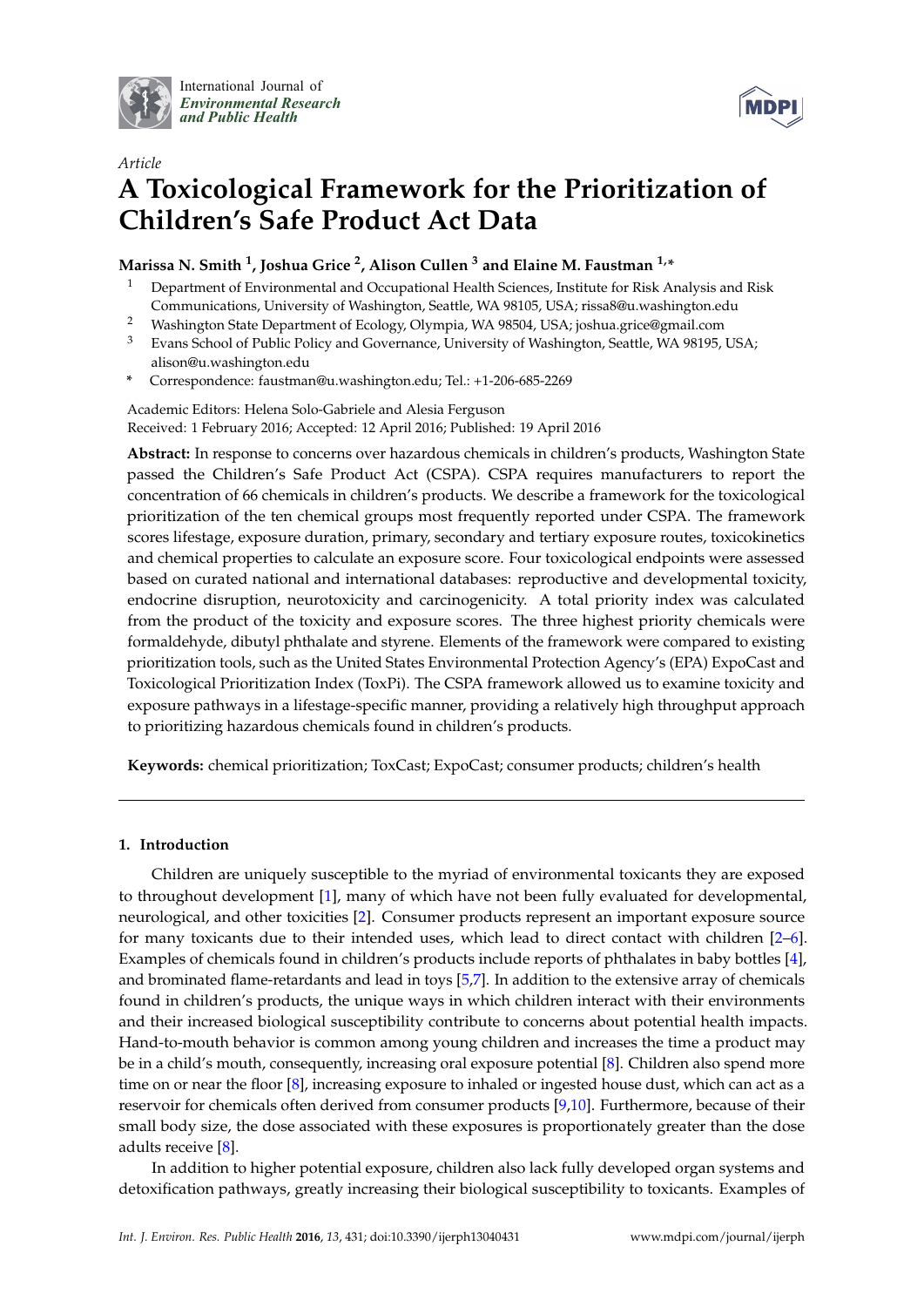International Journal of *Environmental Research and Public Health*

*Article*

# A Toxicological Framework for the Prioritization of Children's Safe Product Act Data

**Marissa N. Smith [1], Joshua Grice [2], Alison Cullen [3] and Elaine M. Faustman [1,*]**

[1] Department of Environmental and Occupational Health Sciences, Institute for Risk Analysis and Risk Communications, University of Washington, Seattle, WA 98105, USA; rissa8@u.washington.edu

[2] Washington State Department of Ecology, Olympia, WA 98504, USA; joshua.grice@gmail.com

[3] Evans School of Public Policy and Governance, University of Washington, Seattle, WA 98195, USA; alison@u.washington.edu

* Correspondence: faustman@u.washington.edu; Tel.: +1-206-685-2269

Academic Editors: Helena Solo-Gabriele and Alesia Ferguson

Received: 1 February 2016; Accepted: 12 April 2016; Published: 19 April 2016

**Abstract:** In response to concerns over hazardous chemicals in children's products, Washington State passed the Children's Safe Product Act (CSPA). CSPA requires manufacturers to report the concentration of 66 chemicals in children's products. We describe a framework for the toxicological prioritization of the ten chemical groups most frequently reported under CSPA. The framework scores lifestage, exposure duration, primary, secondary and tertiary exposure routes, toxicokinetics and chemical properties to calculate an exposure score. Four toxicological endpoints were assessed based on curated national and international databases: reproductive and developmental toxicity, endocrine disruption, neurotoxicity and carcinogenicity. A total priority index was calculated from the product of the toxicity and exposure scores. The three highest priority chemicals were formaldehyde, dibutyl phthalate and styrene. Elements of the framework were compared to existing prioritization tools, such as the United States Environmental Protection Agency's (EPA) ExpoCast and Toxicological Prioritization Index (ToxPi). The CSPA framework allowed us to examine toxicity and exposure pathways in a lifestage-specific manner, providing a relatively high throughput approach to prioritizing hazardous chemicals found in children's products.

**Keywords:** chemical prioritization; ToxCast; ExpoCast; consumer products; children's health

## 1. Introduction

Children are uniquely susceptible to the myriad of environmental toxicants they are exposed to throughout development [1], many of which have not been fully evaluated for developmental, neurological, and other toxicities [2]. Consumer products represent an important exposure source for many toxicants due to their intended uses, which lead to direct contact with children [2–6]. Examples of chemicals found in children's products include reports of phthalates in baby bottles [4], and brominated flame-retardants and lead in toys [5,7]. In addition to the extensive array of chemicals found in children's products, the unique ways in which children interact with their environments and their increased biological susceptibility contribute to concerns about potential health impacts. Hand-to-mouth behavior is common among young children and increases the time a product may be in a child's mouth, consequently, increasing oral exposure potential [8]. Children also spend more time on or near the floor [8], increasing exposure to inhaled or ingested house dust, which can act as a reservoir for chemicals often derived from consumer products [9,10]. Furthermore, because of their small body size, the dose associated with these exposures is proportionately greater than the dose adults receive [8].

In addition to higher potential exposure, children also lack fully developed organ systems and detoxification pathways, greatly increasing their biological susceptibility to toxicants. Examples of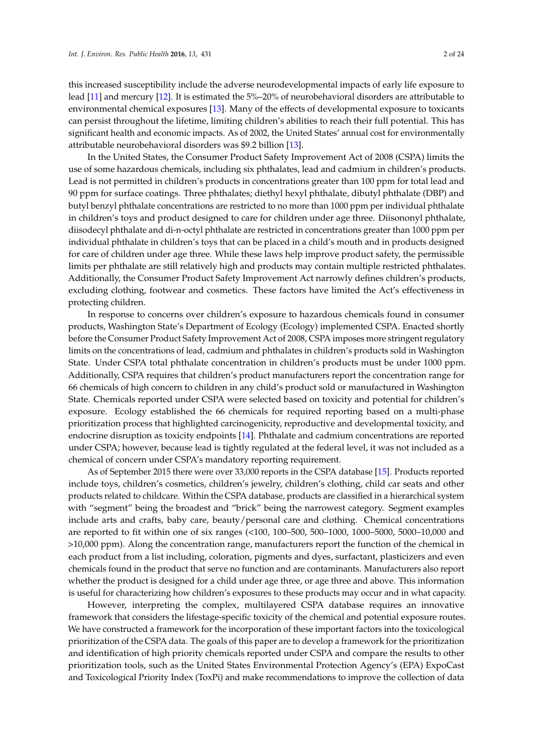this increased susceptibility include the adverse neurodevelopmental impacts of early life exposure to lead [11] and mercury [12]. It is estimated the 5%–20% of neurobehavioral disorders are attributable to environmental chemical exposures [13]. Many of the effects of developmental exposure to toxicants can persist throughout the lifetime, limiting children's abilities to reach their full potential. This has significant health and economic impacts. As of 2002, the United States' annual cost for environmentally attributable neurobehavioral disorders was $9.2 billion [13].

In the United States, the Consumer Product Safety Improvement Act of 2008 (CSPA) limits the use of some hazardous chemicals, including six phthalates, lead and cadmium in children's products. Lead is not permitted in children's products in concentrations greater than 100 ppm for total lead and 90 ppm for surface coatings. Three phthalates; diethyl hexyl phthalate, dibutyl phthalate (DBP) and butyl benzyl phthalate concentrations are restricted to no more than 1000 ppm per individual phthalate in children's toys and product designed to care for children under age three. Diisononyl phthalate, diisodecyl phthalate and di-n-octyl phthalate are restricted in concentrations greater than 1000 ppm per individual phthalate in children's toys that can be placed in a child's mouth and in products designed for care of children under age three. While these laws help improve product safety, the permissible limits per phthalate are still relatively high and products may contain multiple restricted phthalates. Additionally, the Consumer Product Safety Improvement Act narrowly defines children's products, excluding clothing, footwear and cosmetics. These factors have limited the Act's effectiveness in protecting children.

In response to concerns over children's exposure to hazardous chemicals found in consumer products, Washington State's Department of Ecology (Ecology) implemented CSPA. Enacted shortly before the Consumer Product Safety Improvement Act of 2008, CSPA imposes more stringent regulatory limits on the concentrations of lead, cadmium and phthalates in children's products sold in Washington State. Under CSPA total phthalate concentration in children's products must be under 1000 ppm. Additionally, CSPA requires that children's product manufacturers report the concentration range for 66 chemicals of high concern to children in any child's product sold or manufactured in Washington State. Chemicals reported under CSPA were selected based on toxicity and potential for children's exposure. Ecology established the 66 chemicals for required reporting based on a multi-phase prioritization process that highlighted carcinogenicity, reproductive and developmental toxicity, and endocrine disruption as toxicity endpoints [14]. Phthalate and cadmium concentrations are reported under CSPA; however, because lead is tightly regulated at the federal level, it was not included as a chemical of concern under CSPA's mandatory reporting requirement.

As of September 2015 there were over 33,000 reports in the CSPA database [15]. Products reported include toys, children's cosmetics, children's jewelry, children's clothing, child car seats and other products related to childcare. Within the CSPA database, products are classified in a hierarchical system with "segment" being the broadest and "brick" being the narrowest category. Segment examples include arts and crafts, baby care, beauty/personal care and clothing. Chemical concentrations are reported to fit within one of six ranges (<100, 100–500, 500–1000, 1000–5000, 5000–10,000 and >10,000 ppm). Along the concentration range, manufacturers report the function of the chemical in each product from a list including, coloration, pigments and dyes, surfactant, plasticizers and even chemicals found in the product that serve no function and are contaminants. Manufacturers also report whether the product is designed for a child under age three, or age three and above. This information is useful for characterizing how children's exposures to these products may occur and in what capacity.

However, interpreting the complex, multilayered CSPA database requires an innovative framework that considers the lifestage-specific toxicity of the chemical and potential exposure routes. We have constructed a framework for the incorporation of these important factors into the toxicological prioritization of the CSPA data. The goals of this paper are to develop a framework for the prioritization and identification of high priority chemicals reported under CSPA and compare the results to other prioritization tools, such as the United States Environmental Protection Agency's (EPA) ExpoCast and Toxicological Priority Index (ToxPi) and make recommendations to improve the collection of data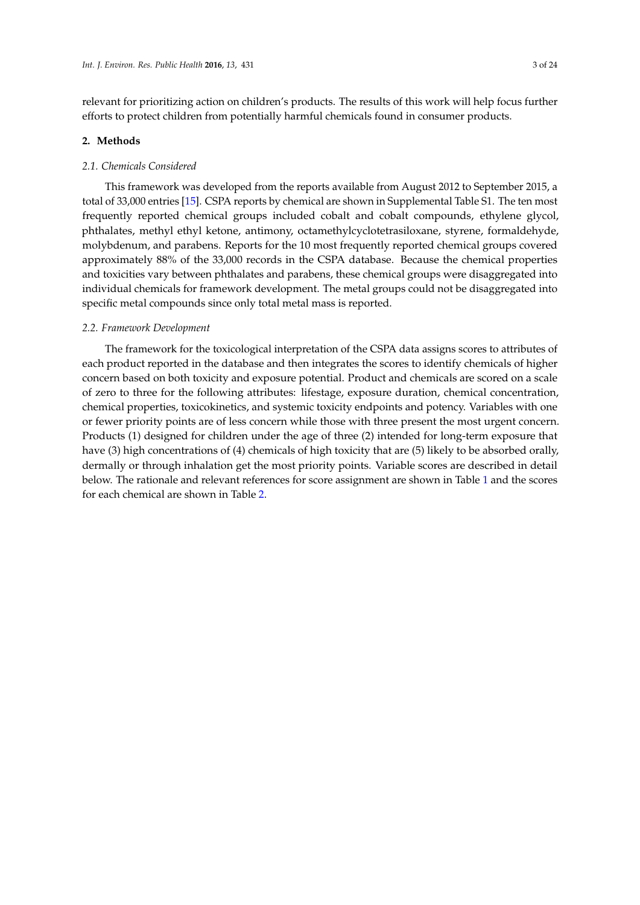relevant for prioritizing action on children's products. The results of this work will help focus further efforts to protect children from potentially harmful chemicals found in consumer products.

## 2. Methods

### *2.1. Chemicals Considered*

This framework was developed from the reports available from August 2012 to September 2015, a total of 33,000 entries [15]. CSPA reports by chemical are shown in Supplemental Table S1. The ten most frequently reported chemical groups included cobalt and cobalt compounds, ethylene glycol, phthalates, methyl ethyl ketone, antimony, octamethylcyclotetrasiloxane, styrene, formaldehyde, molybdenum, and parabens. Reports for the 10 most frequently reported chemical groups covered approximately 88% of the 33,000 records in the CSPA database. Because the chemical properties and toxicities vary between phthalates and parabens, these chemical groups were disaggregated into individual chemicals for framework development. The metal groups could not be disaggregated into specific metal compounds since only total metal mass is reported.

### *2.2. Framework Development*

The framework for the toxicological interpretation of the CSPA data assigns scores to attributes of each product reported in the database and then integrates the scores to identify chemicals of higher concern based on both toxicity and exposure potential. Product and chemicals are scored on a scale of zero to three for the following attributes: lifestage, exposure duration, chemical concentration, chemical properties, toxicokinetics, and systemic toxicity endpoints and potency. Variables with one or fewer priority points are of less concern while those with three present the most urgent concern. Products (1) designed for children under the age of three (2) intended for long-term exposure that have (3) high concentrations of (4) chemicals of high toxicity that are (5) likely to be absorbed orally, dermally or through inhalation get the most priority points. Variable scores are described in detail below. The rationale and relevant references for score assignment are shown in Table 1 and the scores for each chemical are shown in Table 2.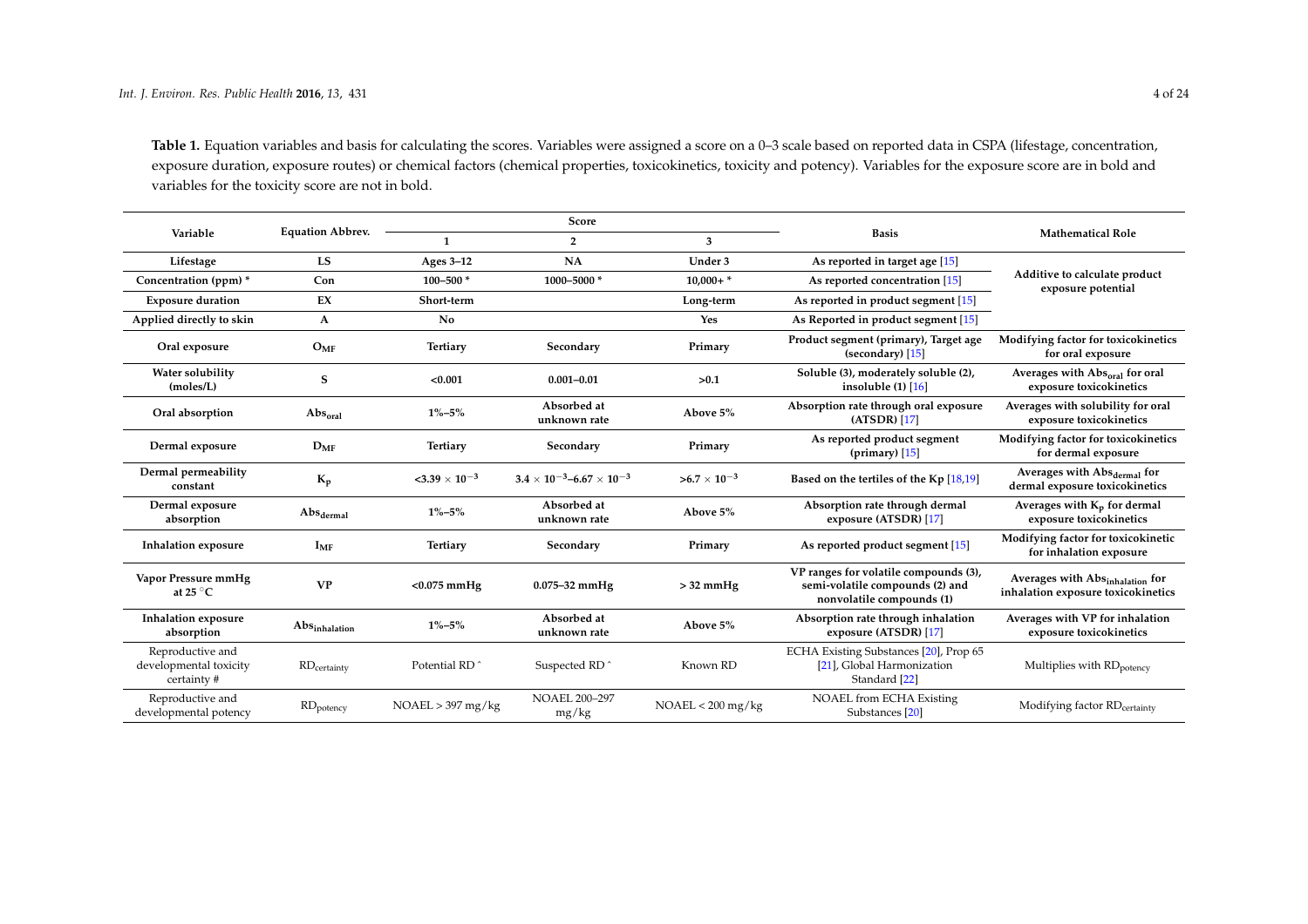**Table 1.** Equation variables and basis for calculating the scores. Variables were assigned a score on a 0–3 scale based on reported data in CSPA (lifestage, concentration, exposure duration, exposure routes) or chemical factors (chemical properties, toxicokinetics, toxicity and potency). Variables for the exposure score are in bold and variables for the toxicity score are not in bold.

| Variable | Equation Abbrev. | Score | | | Basis | Mathematical Role |
|---|---|---|---|---|---|---|
| | | 1 | 2 | 3 | | |
| **Lifestage** | **LS** | **Ages 3–12** | **NA** | **Under 3** | **As reported in target age** [15] | **Additive to calculate product exposure potential** |
| **Concentration (ppm) *** | **Con** | **100–500 *** | **1000–5000 *** | **10,000+ *** | **As reported concentration** [15] | |
| **Exposure duration** | **EX** | **Short-term** | | **Long-term** | **As reported in product segment** [15] | |
| **Applied directly to skin** | **A** | **No** | | **Yes** | **As Reported in product segment** [15] | |
| **Oral exposure** | $\mathbf{O_{MF}}$ | **Tertiary** | **Secondary** | **Primary** | **Product segment (primary), Target age (secondary)** [15] | **Modifying factor for toxicokinetics for oral exposure** |
| **Water solubility (moles/L)** | **S** | **<0.001** | **0.001–0.01** | **>0.1** | **Soluble (3), moderately soluble (2), insoluble (1)** [16] | **Averages with** $\mathbf{Abs_{oral}}$ **for oral exposure toxicokinetics** |
| **Oral absorption** | $\mathbf{Abs_{oral}}$ | **1%–5%** | **Absorbed at unknown rate** | **Above 5%** | **Absorption rate through oral exposure (ATSDR)** [17] | **Averages with solubility for oral exposure toxicokinetics** |
| **Dermal exposure** | $\mathbf{D_{MF}}$ | **Tertiary** | **Secondary** | **Primary** | **As reported product segment (primary)** [15] | **Modifying factor for toxicokinetics for dermal exposure** |
| **Dermal permeability constant** | $\mathbf{K_p}$ | $\mathbf{<3.39 \times 10^{-3}}$ | $\mathbf{3.4 \times 10^{-3}–6.67 \times 10^{-3}}$ | $\mathbf{>6.7 \times 10^{-3}}$ | **Based on the tertiles of the Kp** [18,19] | **Averages with** $\mathbf{Abs_{dermal}}$ **for dermal exposure toxicokinetics** |
| **Dermal exposure absorption** | $\mathbf{Abs_{dermal}}$ | **1%–5%** | **Absorbed at unknown rate** | **Above 5%** | **Absorption rate through dermal exposure (ATSDR)** [17] | **Averages with** $\mathbf{K_p}$ **for dermal exposure toxicokinetics** |
| **Inhalation exposure** | $\mathbf{I_{MF}}$ | **Tertiary** | **Secondary** | **Primary** | **As reported product segment** [15] | **Modifying factor for toxicokinetic for inhalation exposure** |
| **Vapor Pressure mmHg at 25 °C** | **VP** | **<0.075 mmHg** | **0.075–32 mmHg** | **> 32 mmHg** | **VP ranges for volatile compounds (3), semi-volatile compounds (2) and nonvolatile compounds (1)** | **Averages with** $\mathbf{Abs_{inhalation}}$ **for inhalation exposure toxicokinetics** |
| **Inhalation exposure absorption** | $\mathbf{Abs_{inhalation}}$ | **1%–5%** | **Absorbed at unknown rate** | **Above 5%** | **Absorption rate through inhalation exposure (ATSDR)** [17] | **Averages with VP for inhalation exposure toxicokinetics** |
| Reproductive and developmental toxicity certainty # | $RD_{certainty}$ | Potential RD ^ | Suspected RD ^ | Known RD | ECHA Existing Substances [20], Prop 65 [21], Global Harmonization Standard [22] | Multiplies with $RD_{potency}$ |
| Reproductive and developmental potency | $RD_{potency}$ | NOAEL > 397 mg/kg | NOAEL 200–297 mg/kg | NOAEL < 200 mg/kg | NOAEL from ECHA Existing Substances [20] | Modifying factor $RD_{certainty}$ |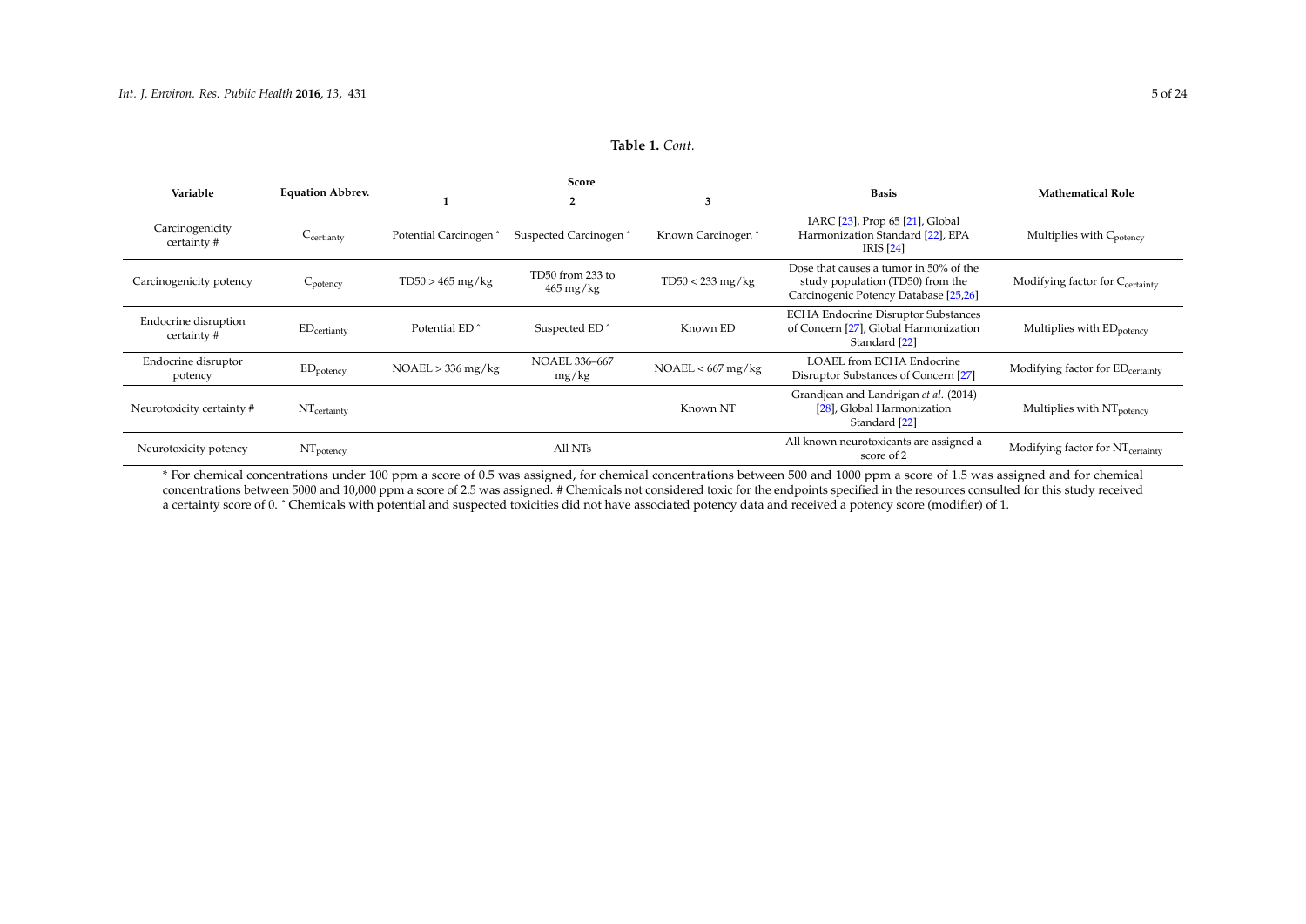**Table 1.** *Cont.*

| Variable | Equation Abbrev. | Score | | | Basis | Mathematical Role |
|---|---|---|---|---|---|---|
| | | 1 | 2 | 3 | | |
| Carcinogenicity certainty # | $C_{certianty}$ | Potential Carcinogen ^ | Suspected Carcinogen ^ | Known Carcinogen ^ | IARC [23], Prop 65 [21], Global Harmonization Standard [22], EPA IRIS [24] | Multiplies with $C_{potency}$ |
| Carcinogenicity potency | $C_{potency}$ | TD50 > 465 mg/kg | TD50 from 233 to 465 mg/kg | TD50 < 233 mg/kg | Dose that causes a tumor in 50% of the study population (TD50) from the Carcinogenic Potency Database [25,26] | Modifying factor for $C_{certainty}$ |
| Endocrine disruption certainty # | $ED_{certianty}$ | Potential ED ^ | Suspected ED ^ | Known ED | ECHA Endocrine Disruptor Substances of Concern [27], Global Harmonization Standard [22] | Multiplies with $ED_{potency}$ |
| Endocrine disruptor potency | $ED_{potency}$ | NOAEL > 336 mg/kg | NOAEL 336–667 mg/kg | NOAEL < 667 mg/kg | LOAEL from ECHA Endocrine Disruptor Substances of Concern [27] | Modifying factor for $ED_{certainty}$ |
| Neurotoxicity certainty # | $NT_{certainty}$ | | | Known NT | Grandjean and Landrigan *et al.* (2014) [28], Global Harmonization Standard [22] | Multiplies with $NT_{potency}$ |
| Neurotoxicity potency | $NT_{potency}$ | | All NTs | | All known neurotoxicants are assigned a score of 2 | Modifying factor for $NT_{certainty}$ |

* For chemical concentrations under 100 ppm a score of 0.5 was assigned, for chemical concentrations between 500 and 1000 ppm a score of 1.5 was assigned and for chemical concentrations between 5000 and 10,000 ppm a score of 2.5 was assigned. # Chemicals not considered toxic for the endpoints specified in the resources consulted for this study received a certainty score of 0. ^ Chemicals with potential and suspected toxicities did not have associated potency data and received a potency score (modifier) of 1.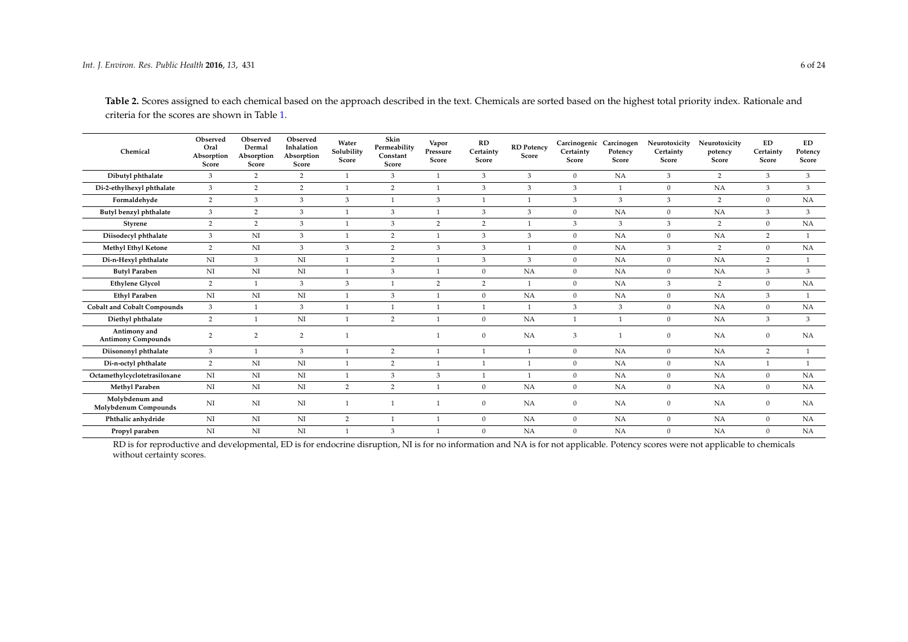**Table 2.** Scores assigned to each chemical based on the approach described in the text. Chemicals are sorted based on the highest total priority index. Rationale and criteria for the scores are shown in Table 1.

| Chemical | Observed Oral Absorption Score | Observed Dermal Absorption Score | Observed Inhalation Absorption Score | Water Solubility Score | Skin Permeability Constant Score | Vapor Pressure Score | RD Certainty Score | RD Potency Score | Carcinogenic Certainty Score | Carcinogen Potency Score | Neurotoxicity Certainty Score | Neurotoxicity potency Score | ED Certainty Score | ED Potency Score |
|---|---|---|---|---|---|---|---|---|---|---|---|---|---|---|
| Dibutyl phthalate | 3 | 2 | 2 | 1 | 3 | 1 | 3 | 3 | 0 | NA | 3 | 2 | 3 | 3 |
| Di-2-ethylhexyl phthalate | 3 | 2 | 2 | 1 | 2 | 1 | 3 | 3 | 3 | 1 | 0 | NA | 3 | 3 |
| Formaldehyde | 2 | 3 | 3 | 3 | 1 | 3 | 1 | 1 | 3 | 3 | 3 | 2 | 0 | NA |
| Butyl benzyl phthalate | 3 | 2 | 3 | 1 | 3 | 1 | 3 | 3 | 0 | NA | 0 | NA | 3 | 3 |
| Styrene | 2 | 2 | 3 | 1 | 3 | 2 | 2 | 1 | 3 | 3 | 3 | 2 | 0 | NA |
| Diisodecyl phthalate | 3 | NI | 3 | 1 | 2 | 1 | 3 | 3 | 0 | NA | 0 | NA | 2 | 1 |
| Methyl Ethyl Ketone | 2 | NI | 3 | 3 | 2 | 3 | 3 | 1 | 0 | NA | 3 | 2 | 0 | NA |
| Di-n-Hexyl phthalate | NI | 3 | NI | 1 | 2 | 1 | 3 | 3 | 0 | NA | 0 | NA | 2 | 1 |
| Butyl Paraben | NI | NI | NI | 1 | 3 | 1 | 0 | NA | 0 | NA | 0 | NA | 3 | 3 |
| Ethylene Glycol | 2 | 1 | 3 | 3 | 1 | 2 | 2 | 1 | 0 | NA | 3 | 2 | 0 | NA |
| Ethyl Paraben | NI | NI | NI | 1 | 3 | 1 | 0 | NA | 0 | NA | 0 | NA | 3 | 1 |
| Cobalt and Cobalt Compounds | 3 | 1 | 3 | 1 | 1 | 1 | 1 | 1 | 3 | 3 | 0 | NA | 0 | NA |
| Diethyl phthalate | 2 | 1 | NI | 1 | 2 | 1 | 0 | NA | 1 | 1 | 0 | NA | 3 | 3 |
| Antimony and Antimony Compounds | 2 | 2 | 2 | 1 | | 1 | 0 | NA | 3 | 1 | 0 | NA | 0 | NA |
| Diisononyl phthalate | 3 | 1 | 3 | 1 | 2 | 1 | 1 | 1 | 0 | NA | 0 | NA | 2 | 1 |
| Di-n-octyl phthalate | 2 | NI | NI | 1 | 2 | 1 | 1 | 1 | 0 | NA | 0 | NA | 1 | 1 |
| Octamethylcyclotetrasiloxane | NI | NI | NI | 1 | 3 | 3 | 1 | 1 | 0 | NA | 0 | NA | 0 | NA |
| Methyl Paraben | NI | NI | NI | 2 | 2 | 1 | 0 | NA | 0 | NA | 0 | NA | 0 | NA |
| Molybdenum and Molybdenum Compounds | NI | NI | NI | 1 | 1 | 1 | 0 | NA | 0 | NA | 0 | NA | 0 | NA |
| Phthalic anhydride | NI | NI | NI | 2 | 1 | 1 | 0 | NA | 0 | NA | 0 | NA | 0 | NA |
| Propyl paraben | NI | NI | NI | 1 | 3 | 1 | 0 | NA | 0 | NA | 0 | NA | 0 | NA |

RD is for reproductive and developmental, ED is for endocrine disruption, NI is for no information and NA is for not applicable. Potency scores were not applicable to chemicals without certainty scores.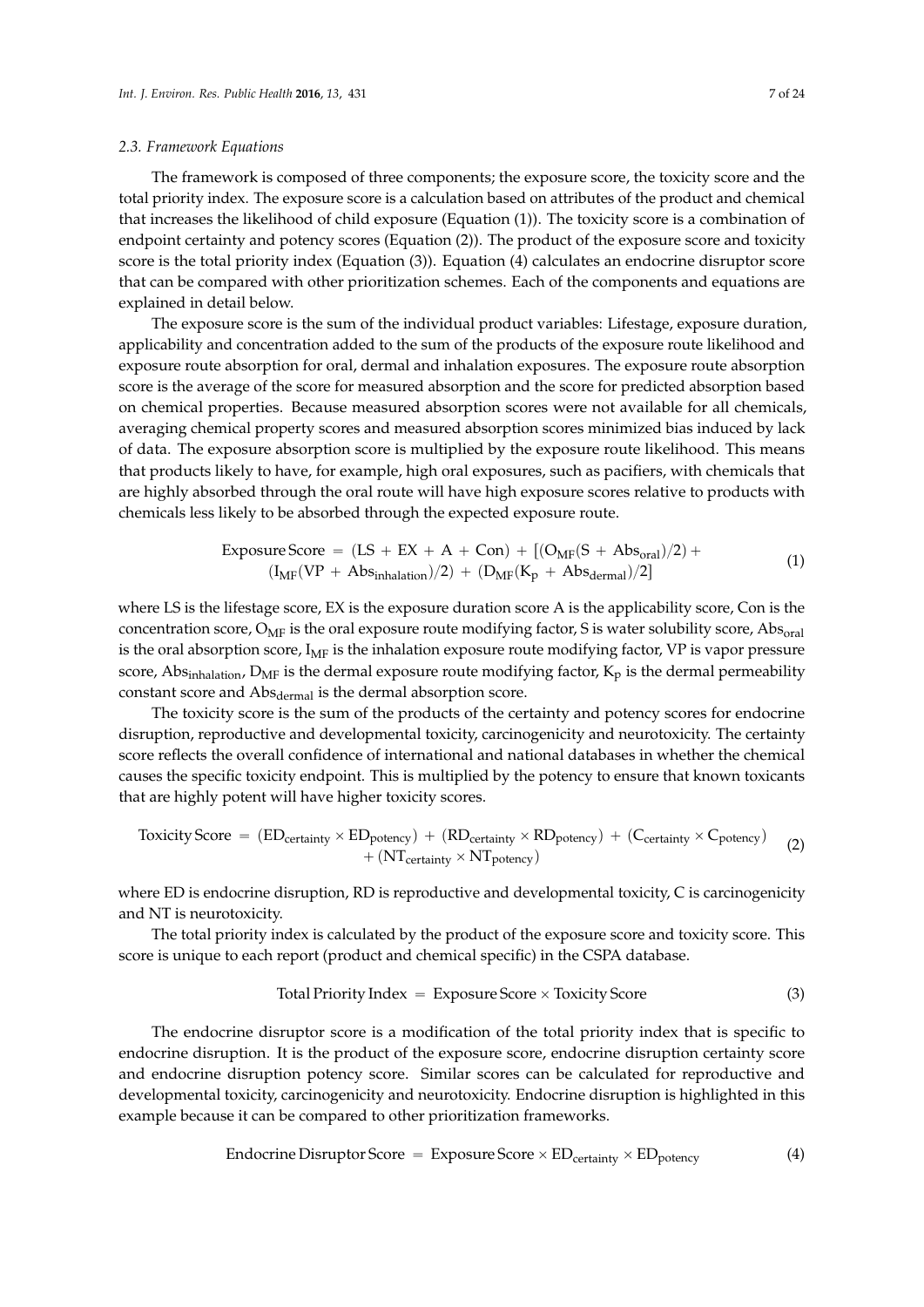### 2.3. Framework Equations

The framework is composed of three components; the exposure score, the toxicity score and the total priority index. The exposure score is a calculation based on attributes of the product and chemical that increases the likelihood of child exposure (Equation (1)). The toxicity score is a combination of endpoint certainty and potency scores (Equation (2)). The product of the exposure score and toxicity score is the total priority index (Equation (3)). Equation (4) calculates an endocrine disruptor score that can be compared with other prioritization schemes. Each of the components and equations are explained in detail below.

The exposure score is the sum of the individual product variables: Lifestage, exposure duration, applicability and concentration added to the sum of the products of the exposure route likelihood and exposure route absorption for oral, dermal and inhalation exposures. The exposure route absorption score is the average of the score for measured absorption and the score for predicted absorption based on chemical properties. Because measured absorption scores were not available for all chemicals, averaging chemical property scores and measured absorption scores minimized bias induced by lack of data. The exposure absorption score is multiplied by the exposure route likelihood. This means that products likely to have, for example, high oral exposures, such as pacifiers, with chemicals that are highly absorbed through the oral route will have high exposure scores relative to products with chemicals less likely to be absorbed through the expected exposure route.

$$\text{Exposure Score} = (\text{LS} + \text{EX} + \text{A} + \text{Con}) + [(\text{O}_{\text{MF}}(\text{S} + \text{Abs}_{\text{oral}})/2) + (\text{I}_{\text{MF}}(\text{VP} + \text{Abs}_{\text{inhalation}})/2) + (\text{D}_{\text{MF}}(\text{K}_{\text{p}} + \text{Abs}_{\text{dermal}})/2] \tag{1}$$

where LS is the lifestage score, EX is the exposure duration score A is the applicability score, Con is the concentration score, $O_{MF}$ is the oral exposure route modifying factor, S is water solubility score, $Abs_{oral}$ is the oral absorption score, $I_{MF}$ is the inhalation exposure route modifying factor, VP is vapor pressure score, $Abs_{inhalation}$, $D_{MF}$ is the dermal exposure route modifying factor, $K_p$ is the dermal permeability constant score and $Abs_{dermal}$ is the dermal absorption score.

The toxicity score is the sum of the products of the certainty and potency scores for endocrine disruption, reproductive and developmental toxicity, carcinogenicity and neurotoxicity. The certainty score reflects the overall confidence of international and national databases in whether the chemical causes the specific toxicity endpoint. This is multiplied by the potency to ensure that known toxicants that are highly potent will have higher toxicity scores.

$$\text{Toxicity Score} = (\text{ED}_{\text{certainty}} \times \text{ED}_{\text{potency}}) + (\text{RD}_{\text{certainty}} \times \text{RD}_{\text{potency}}) + (\text{C}_{\text{certainty}} \times \text{C}_{\text{potency}}) + (\text{NT}_{\text{certainty}} \times \text{NT}_{\text{potency}}) \tag{2}$$

where ED is endocrine disruption, RD is reproductive and developmental toxicity, C is carcinogenicity and NT is neurotoxicity.

The total priority index is calculated by the product of the exposure score and toxicity score. This score is unique to each report (product and chemical specific) in the CSPA database.

$$\text{Total Priority Index} = \text{Exposure Score} \times \text{Toxicity Score} \tag{3}$$

The endocrine disruptor score is a modification of the total priority index that is specific to endocrine disruption. It is the product of the exposure score, endocrine disruption certainty score and endocrine disruption potency score. Similar scores can be calculated for reproductive and developmental toxicity, carcinogenicity and neurotoxicity. Endocrine disruption is highlighted in this example because it can be compared to other prioritization frameworks.

$$\text{Endocrine Disruptor Score} = \text{Exposure Score} \times \text{ED}_{\text{certainty}} \times \text{ED}_{\text{potency}} \tag{4}$$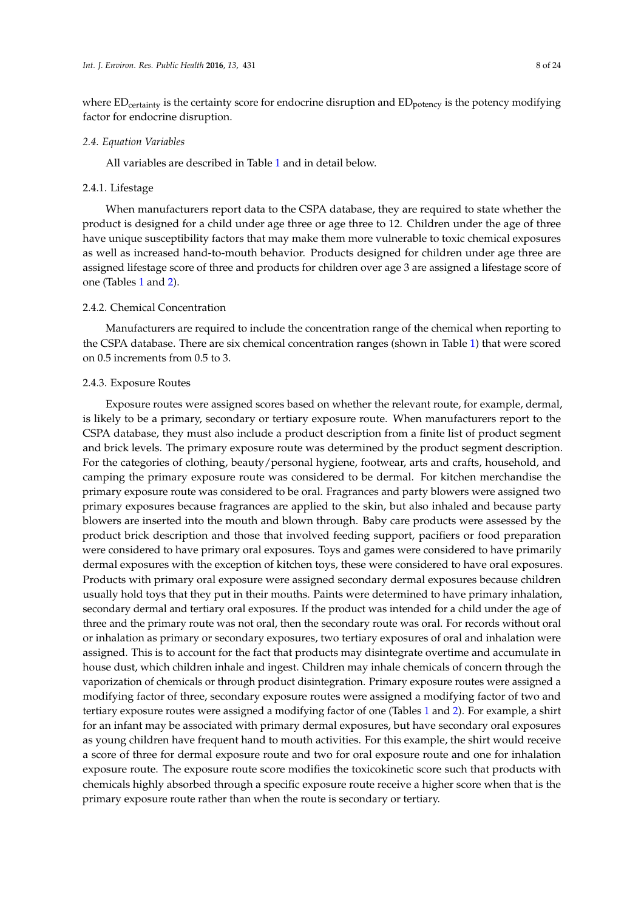where $ED_{certainty}$ is the certainty score for endocrine disruption and $ED_{potency}$ is the potency modifying factor for endocrine disruption.

### *2.4. Equation Variables*

All variables are described in Table 1 and in detail below.

#### 2.4.1. Lifestage

When manufacturers report data to the CSPA database, they are required to state whether the product is designed for a child under age three or age three to 12. Children under the age of three have unique susceptibility factors that may make them more vulnerable to toxic chemical exposures as well as increased hand-to-mouth behavior. Products designed for children under age three are assigned lifestage score of three and products for children over age 3 are assigned a lifestage score of one (Tables 1 and 2).

#### 2.4.2. Chemical Concentration

Manufacturers are required to include the concentration range of the chemical when reporting to the CSPA database. There are six chemical concentration ranges (shown in Table 1) that were scored on 0.5 increments from 0.5 to 3.

#### 2.4.3. Exposure Routes

Exposure routes were assigned scores based on whether the relevant route, for example, dermal, is likely to be a primary, secondary or tertiary exposure route. When manufacturers report to the CSPA database, they must also include a product description from a finite list of product segment and brick levels. The primary exposure route was determined by the product segment description. For the categories of clothing, beauty/personal hygiene, footwear, arts and crafts, household, and camping the primary exposure route was considered to be dermal. For kitchen merchandise the primary exposure route was considered to be oral. Fragrances and party blowers were assigned two primary exposures because fragrances are applied to the skin, but also inhaled and because party blowers are inserted into the mouth and blown through. Baby care products were assessed by the product brick description and those that involved feeding support, pacifiers or food preparation were considered to have primary oral exposures. Toys and games were considered to have primarily dermal exposures with the exception of kitchen toys, these were considered to have oral exposures. Products with primary oral exposure were assigned secondary dermal exposures because children usually hold toys that they put in their mouths. Paints were determined to have primary inhalation, secondary dermal and tertiary oral exposures. If the product was intended for a child under the age of three and the primary route was not oral, then the secondary route was oral. For records without oral or inhalation as primary or secondary exposures, two tertiary exposures of oral and inhalation were assigned. This is to account for the fact that products may disintegrate overtime and accumulate in house dust, which children inhale and ingest. Children may inhale chemicals of concern through the vaporization of chemicals or through product disintegration. Primary exposure routes were assigned a modifying factor of three, secondary exposure routes were assigned a modifying factor of two and tertiary exposure routes were assigned a modifying factor of one (Tables 1 and 2). For example, a shirt for an infant may be associated with primary dermal exposures, but have secondary oral exposures as young children have frequent hand to mouth activities. For this example, the shirt would receive a score of three for dermal exposure route and two for oral exposure route and one for inhalation exposure route. The exposure route score modifies the toxicokinetic score such that products with chemicals highly absorbed through a specific exposure route receive a higher score when that is the primary exposure route rather than when the route is secondary or tertiary.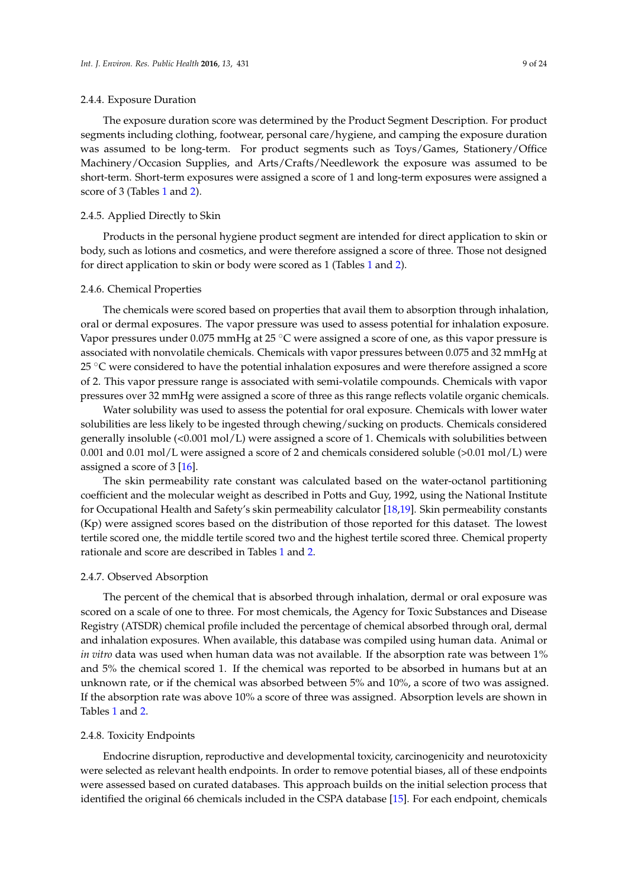#### 2.4.4. Exposure Duration

The exposure duration score was determined by the Product Segment Description. For product segments including clothing, footwear, personal care/hygiene, and camping the exposure duration was assumed to be long-term. For product segments such as Toys/Games, Stationery/Office Machinery/Occasion Supplies, and Arts/Crafts/Needlework the exposure was assumed to be short-term. Short-term exposures were assigned a score of 1 and long-term exposures were assigned a score of 3 (Tables 1 and 2).

#### 2.4.5. Applied Directly to Skin

Products in the personal hygiene product segment are intended for direct application to skin or body, such as lotions and cosmetics, and were therefore assigned a score of three. Those not designed for direct application to skin or body were scored as 1 (Tables 1 and 2).

#### 2.4.6. Chemical Properties

The chemicals were scored based on properties that avail them to absorption through inhalation, oral or dermal exposures. The vapor pressure was used to assess potential for inhalation exposure. Vapor pressures under 0.075 mmHg at 25 °C were assigned a score of one, as this vapor pressure is associated with nonvolatile chemicals. Chemicals with vapor pressures between 0.075 and 32 mmHg at 25 °C were considered to have the potential inhalation exposures and were therefore assigned a score of 2. This vapor pressure range is associated with semi-volatile compounds. Chemicals with vapor pressures over 32 mmHg were assigned a score of three as this range reflects volatile organic chemicals.

Water solubility was used to assess the potential for oral exposure. Chemicals with lower water solubilities are less likely to be ingested through chewing/sucking on products. Chemicals considered generally insoluble (<0.001 mol/L) were assigned a score of 1. Chemicals with solubilities between 0.001 and 0.01 mol/L were assigned a score of 2 and chemicals considered soluble (>0.01 mol/L) were assigned a score of 3 [16].

The skin permeability rate constant was calculated based on the water-octanol partitioning coefficient and the molecular weight as described in Potts and Guy, 1992, using the National Institute for Occupational Health and Safety's skin permeability calculator [18,19]. Skin permeability constants (Kp) were assigned scores based on the distribution of those reported for this dataset. The lowest tertile scored one, the middle tertile scored two and the highest tertile scored three. Chemical property rationale and score are described in Tables 1 and 2.

#### 2.4.7. Observed Absorption

The percent of the chemical that is absorbed through inhalation, dermal or oral exposure was scored on a scale of one to three. For most chemicals, the Agency for Toxic Substances and Disease Registry (ATSDR) chemical profile included the percentage of chemical absorbed through oral, dermal and inhalation exposures. When available, this database was compiled using human data. Animal or *in vitro* data was used when human data was not available. If the absorption rate was between 1% and 5% the chemical scored 1. If the chemical was reported to be absorbed in humans but at an unknown rate, or if the chemical was absorbed between 5% and 10%, a score of two was assigned. If the absorption rate was above 10% a score of three was assigned. Absorption levels are shown in Tables 1 and 2.

#### 2.4.8. Toxicity Endpoints

Endocrine disruption, reproductive and developmental toxicity, carcinogenicity and neurotoxicity were selected as relevant health endpoints. In order to remove potential biases, all of these endpoints were assessed based on curated databases. This approach builds on the initial selection process that identified the original 66 chemicals included in the CSPA database [15]. For each endpoint, chemicals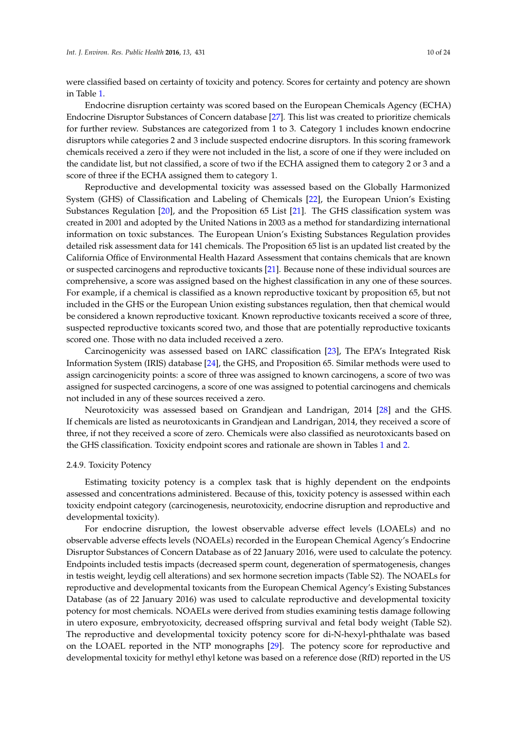were classified based on certainty of toxicity and potency. Scores for certainty and potency are shown in Table 1.

Endocrine disruption certainty was scored based on the European Chemicals Agency (ECHA) Endocrine Disruptor Substances of Concern database [27]. This list was created to prioritize chemicals for further review. Substances are categorized from 1 to 3. Category 1 includes known endocrine disruptors while categories 2 and 3 include suspected endocrine disruptors. In this scoring framework chemicals received a zero if they were not included in the list, a score of one if they were included on the candidate list, but not classified, a score of two if the ECHA assigned them to category 2 or 3 and a score of three if the ECHA assigned them to category 1.

Reproductive and developmental toxicity was assessed based on the Globally Harmonized System (GHS) of Classification and Labeling of Chemicals [22], the European Union's Existing Substances Regulation [20], and the Proposition 65 List [21]. The GHS classification system was created in 2001 and adopted by the United Nations in 2003 as a method for standardizing international information on toxic substances. The European Union's Existing Substances Regulation provides detailed risk assessment data for 141 chemicals. The Proposition 65 list is an updated list created by the California Office of Environmental Health Hazard Assessment that contains chemicals that are known or suspected carcinogens and reproductive toxicants [21]. Because none of these individual sources are comprehensive, a score was assigned based on the highest classification in any one of these sources. For example, if a chemical is classified as a known reproductive toxicant by proposition 65, but not included in the GHS or the European Union existing substances regulation, then that chemical would be considered a known reproductive toxicant. Known reproductive toxicants received a score of three, suspected reproductive toxicants scored two, and those that are potentially reproductive toxicants scored one. Those with no data included received a zero.

Carcinogenicity was assessed based on IARC classification [23], The EPA's Integrated Risk Information System (IRIS) database [24], the GHS, and Proposition 65. Similar methods were used to assign carcinogenicity points: a score of three was assigned to known carcinogens, a score of two was assigned for suspected carcinogens, a score of one was assigned to potential carcinogens and chemicals not included in any of these sources received a zero.

Neurotoxicity was assessed based on Grandjean and Landrigan, 2014 [28] and the GHS. If chemicals are listed as neurotoxicants in Grandjean and Landrigan, 2014, they received a score of three, if not they received a score of zero. Chemicals were also classified as neurotoxicants based on the GHS classification. Toxicity endpoint scores and rationale are shown in Tables 1 and 2.

2.4.9. Toxicity Potency

Estimating toxicity potency is a complex task that is highly dependent on the endpoints assessed and concentrations administered. Because of this, toxicity potency is assessed within each toxicity endpoint category (carcinogenesis, neurotoxicity, endocrine disruption and reproductive and developmental toxicity).

For endocrine disruption, the lowest observable adverse effect levels (LOAELs) and no observable adverse effects levels (NOAELs) recorded in the European Chemical Agency's Endocrine Disruptor Substances of Concern Database as of 22 January 2016, were used to calculate the potency. Endpoints included testis impacts (decreased sperm count, degeneration of spermatogenesis, changes in testis weight, leydig cell alterations) and sex hormone secretion impacts (Table S2). The NOAELs for reproductive and developmental toxicants from the European Chemical Agency's Existing Substances Database (as of 22 January 2016) was used to calculate reproductive and developmental toxicity potency for most chemicals. NOAELs were derived from studies examining testis damage following in utero exposure, embryotoxicity, decreased offspring survival and fetal body weight (Table S2). The reproductive and developmental toxicity potency score for di-N-hexyl-phthalate was based on the LOAEL reported in the NTP monographs [29]. The potency score for reproductive and developmental toxicity for methyl ethyl ketone was based on a reference dose (RfD) reported in the US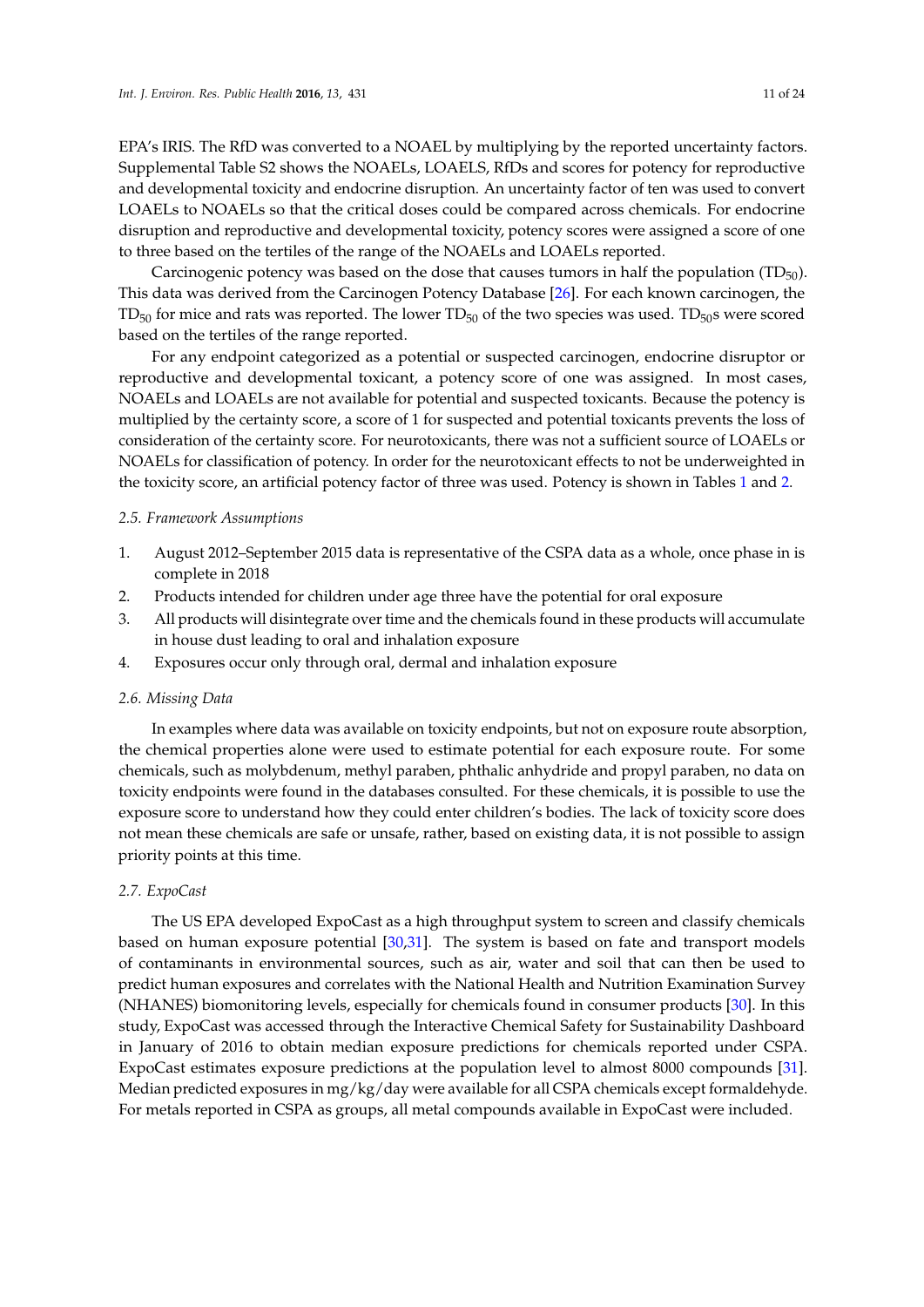EPA's IRIS. The RfD was converted to a NOAEL by multiplying by the reported uncertainty factors. Supplemental Table S2 shows the NOAELs, LOAELS, RfDs and scores for potency for reproductive and developmental toxicity and endocrine disruption. An uncertainty factor of ten was used to convert LOAELs to NOAELs so that the critical doses could be compared across chemicals. For endocrine disruption and reproductive and developmental toxicity, potency scores were assigned a score of one to three based on the tertiles of the range of the NOAELs and LOAELs reported.

Carcinogenic potency was based on the dose that causes tumors in half the population ($TD_{50}$). This data was derived from the Carcinogen Potency Database [26]. For each known carcinogen, the $TD_{50}$ for mice and rats was reported. The lower $TD_{50}$ of the two species was used. $TD_{50}$s were scored based on the tertiles of the range reported.

For any endpoint categorized as a potential or suspected carcinogen, endocrine disruptor or reproductive and developmental toxicant, a potency score of one was assigned. In most cases, NOAELs and LOAELs are not available for potential and suspected toxicants. Because the potency is multiplied by the certainty score, a score of 1 for suspected and potential toxicants prevents the loss of consideration of the certainty score. For neurotoxicants, there was not a sufficient source of LOAELs or NOAELs for classification of potency. In order for the neurotoxicant effects to not be underweighted in the toxicity score, an artificial potency factor of three was used. Potency is shown in Tables 1 and 2.

### *2.5. Framework Assumptions*

1. August 2012–September 2015 data is representative of the CSPA data as a whole, once phase in is complete in 2018
2. Products intended for children under age three have the potential for oral exposure
3. All products will disintegrate over time and the chemicals found in these products will accumulate in house dust leading to oral and inhalation exposure
4. Exposures occur only through oral, dermal and inhalation exposure

### *2.6. Missing Data*

In examples where data was available on toxicity endpoints, but not on exposure route absorption, the chemical properties alone were used to estimate potential for each exposure route. For some chemicals, such as molybdenum, methyl paraben, phthalic anhydride and propyl paraben, no data on toxicity endpoints were found in the databases consulted. For these chemicals, it is possible to use the exposure score to understand how they could enter children's bodies. The lack of toxicity score does not mean these chemicals are safe or unsafe, rather, based on existing data, it is not possible to assign priority points at this time.

### *2.7. ExpoCast*

The US EPA developed ExpoCast as a high throughput system to screen and classify chemicals based on human exposure potential [30,31]. The system is based on fate and transport models of contaminants in environmental sources, such as air, water and soil that can then be used to predict human exposures and correlates with the National Health and Nutrition Examination Survey (NHANES) biomonitoring levels, especially for chemicals found in consumer products [30]. In this study, ExpoCast was accessed through the Interactive Chemical Safety for Sustainability Dashboard in January of 2016 to obtain median exposure predictions for chemicals reported under CSPA. ExpoCast estimates exposure predictions at the population level to almost 8000 compounds [31]. Median predicted exposures in mg/kg/day were available for all CSPA chemicals except formaldehyde. For metals reported in CSPA as groups, all metal compounds available in ExpoCast were included.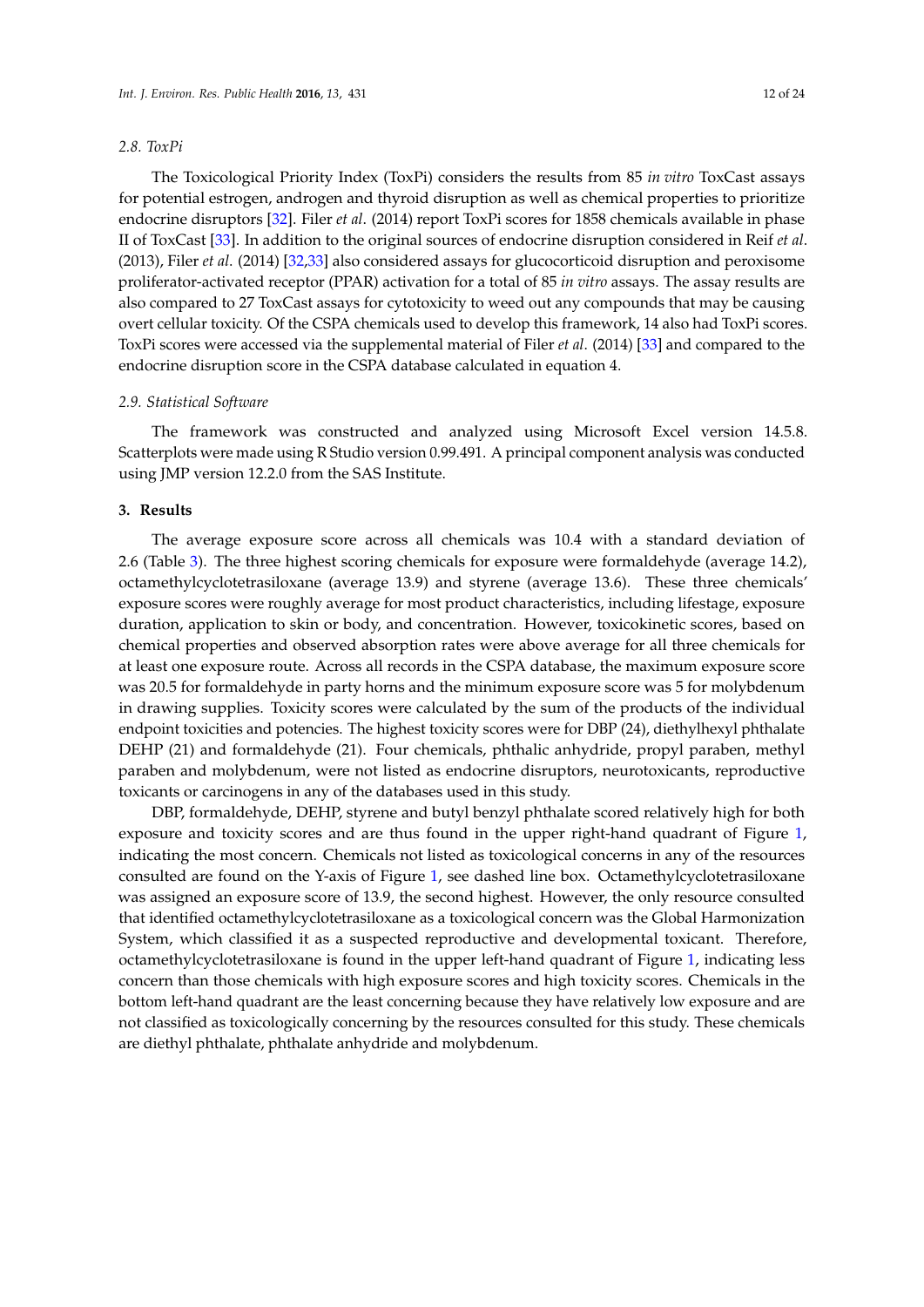### 2.8. ToxPi

The Toxicological Priority Index (ToxPi) considers the results from 85 *in vitro* ToxCast assays for potential estrogen, androgen and thyroid disruption as well as chemical properties to prioritize endocrine disruptors [32]. Filer *et al*. (2014) report ToxPi scores for 1858 chemicals available in phase II of ToxCast [33]. In addition to the original sources of endocrine disruption considered in Reif *et al*. (2013), Filer *et al*. (2014) [32,33] also considered assays for glucocorticoid disruption and peroxisome proliferator-activated receptor (PPAR) activation for a total of 85 *in vitro* assays. The assay results are also compared to 27 ToxCast assays for cytotoxicity to weed out any compounds that may be causing overt cellular toxicity. Of the CSPA chemicals used to develop this framework, 14 also had ToxPi scores. ToxPi scores were accessed via the supplemental material of Filer *et al*. (2014) [33] and compared to the endocrine disruption score in the CSPA database calculated in equation 4.

### 2.9. Statistical Software

The framework was constructed and analyzed using Microsoft Excel version 14.5.8. Scatterplots were made using R Studio version 0.99.491. A principal component analysis was conducted using JMP version 12.2.0 from the SAS Institute.

## 3. Results

The average exposure score across all chemicals was 10.4 with a standard deviation of 2.6 (Table 3). The three highest scoring chemicals for exposure were formaldehyde (average 14.2), octamethylcyclotetrasiloxane (average 13.9) and styrene (average 13.6). These three chemicals' exposure scores were roughly average for most product characteristics, including lifestage, exposure duration, application to skin or body, and concentration. However, toxicokinetic scores, based on chemical properties and observed absorption rates were above average for all three chemicals for at least one exposure route. Across all records in the CSPA database, the maximum exposure score was 20.5 for formaldehyde in party horns and the minimum exposure score was 5 for molybdenum in drawing supplies. Toxicity scores were calculated by the sum of the products of the individual endpoint toxicities and potencies. The highest toxicity scores were for DBP (24), diethylhexyl phthalate DEHP (21) and formaldehyde (21). Four chemicals, phthalic anhydride, propyl paraben, methyl paraben and molybdenum, were not listed as endocrine disruptors, neurotoxicants, reproductive toxicants or carcinogens in any of the databases used in this study.

DBP, formaldehyde, DEHP, styrene and butyl benzyl phthalate scored relatively high for both exposure and toxicity scores and are thus found in the upper right-hand quadrant of Figure 1, indicating the most concern. Chemicals not listed as toxicological concerns in any of the resources consulted are found on the Y-axis of Figure 1, see dashed line box. Octamethylcyclotetrasiloxane was assigned an exposure score of 13.9, the second highest. However, the only resource consulted that identified octamethylcyclotetrasiloxane as a toxicological concern was the Global Harmonization System, which classified it as a suspected reproductive and developmental toxicant. Therefore, octamethylcyclotetrasiloxane is found in the upper left-hand quadrant of Figure 1, indicating less concern than those chemicals with high exposure scores and high toxicity scores. Chemicals in the bottom left-hand quadrant are the least concerning because they have relatively low exposure and are not classified as toxicologically concerning by the resources consulted for this study. These chemicals are diethyl phthalate, phthalate anhydride and molybdenum.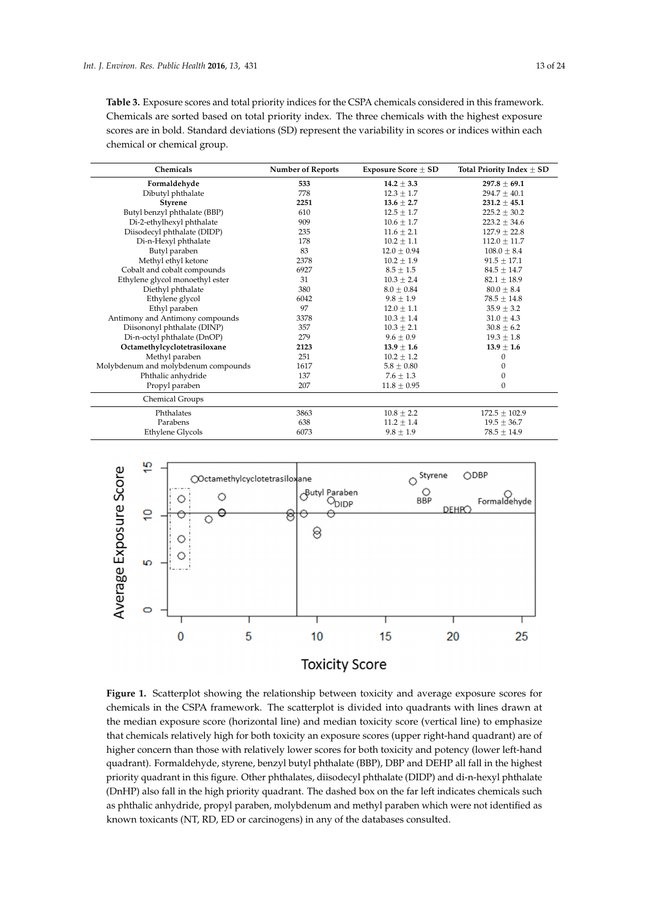**Table 3.** Exposure scores and total priority indices for the CSPA chemicals considered in this framework. Chemicals are sorted based on total priority index. The three chemicals with the highest exposure scores are in bold. Standard deviations (SD) represent the variability in scores or indices within each chemical or chemical group.

| Chemicals | Number of Reports | Exposure Score ± SD | Total Priority Index ± SD |
|---|---|---|---|
| **Formaldehyde** | **533** | **14.2 ± 3.3** | **297.8 ± 69.1** |
| Dibutyl phthalate | 778 | 12.3 ± 1.7 | 294.7 ± 40.1 |
| **Styrene** | **2251** | **13.6 ± 2.7** | **231.2 ± 45.1** |
| Butyl benzyl phthalate (BBP) | 610 | 12.5 ± 1.7 | 225.2 ± 30.2 |
| Di-2-ethylhexyl phthalate | 909 | 10.6 ± 1.7 | 223.2 ± 34.6 |
| Diisodecyl phthalate (DIDP) | 235 | 11.6 ± 2.1 | 127.9 ± 22.8 |
| Di-n-Hexyl phthalate | 178 | 10.2 ± 1.1 | 112.0 ± 11.7 |
| Butyl paraben | 83 | 12.0 ± 0.94 | 108.0 ± 8.4 |
| Methyl ethyl ketone | 2378 | 10.2 ± 1.9 | 91.5 ± 17.1 |
| Cobalt and cobalt compounds | 6927 | 8.5 ± 1.5 | 84.5 ± 14.7 |
| Ethylene glycol monoethyl ester | 31 | 10.3 ± 2.4 | 82.1 ± 18.9 |
| Diethyl phthalate | 380 | 8.0 ± 0.84 | 80.0 ± 8.4 |
| Ethylene glycol | 6042 | 9.8 ± 1.9 | 78.5 ± 14.8 |
| Ethyl paraben | 97 | 12.0 ± 1.1 | 35.9 ± 3.2 |
| Antimony and Antimony compounds | 3378 | 10.3 ± 1.4 | 31.0 ± 4.3 |
| Diisononyl phthalate (DINP) | 357 | 10.3 ± 2.1 | 30.8 ± 6.2 |
| Di-n-octyl phthalate (DnOP) | 279 | 9.6 ± 0.9 | 19.3 ± 1.8 |
| **Octamethylcyclotetrasiloxane** | **2123** | **13.9 ± 1.6** | **13.9 ± 1.6** |
| Methyl paraben | 251 | 10.2 ± 1.2 | 0 |
| Molybdenum and molybdenum compounds | 1617 | 5.8 ± 0.80 | 0 |
| Phthalic anhydride | 137 | 7.6 ± 1.3 | 0 |
| Propyl paraben | 207 | 11.8 ± 0.95 | 0 |
| Chemical Groups | | | |
| Phthalates | 3863 | 10.8 ± 2.2 | 172.5 ± 102.9 |
| Parabens | 638 | 11.2 ± 1.4 | 19.5 ± 36.7 |
| Ethylene Glycols | 6073 | 9.8 ± 1.9 | 78.5 ± 14.9 |

**Figure 1.** Scatterplot showing the relationship between toxicity and average exposure scores for chemicals in the CSPA framework. The scatterplot is divided into quadrants with lines drawn at the median exposure score (horizontal line) and median toxicity score (vertical line) to emphasize that chemicals relatively high for both toxicity an exposure scores (upper right-hand quadrant) are of higher concern than those with relatively lower scores for both toxicity and potency (lower left-hand quadrant). Formaldehyde, styrene, benzyl butyl phthalate (BBP), DBP and DEHP all fall in the highest priority quadrant in this figure. Other phthalates, diisodecyl phthalate (DIDP) and di-n-hexyl phthalate (DnHP) also fall in the high priority quadrant. The dashed box on the far left indicates chemicals such as phthalic anhydride, propyl paraben, molybdenum and methyl paraben which were not identified as known toxicants (NT, RD, ED or carcinogens) in any of the databases consulted.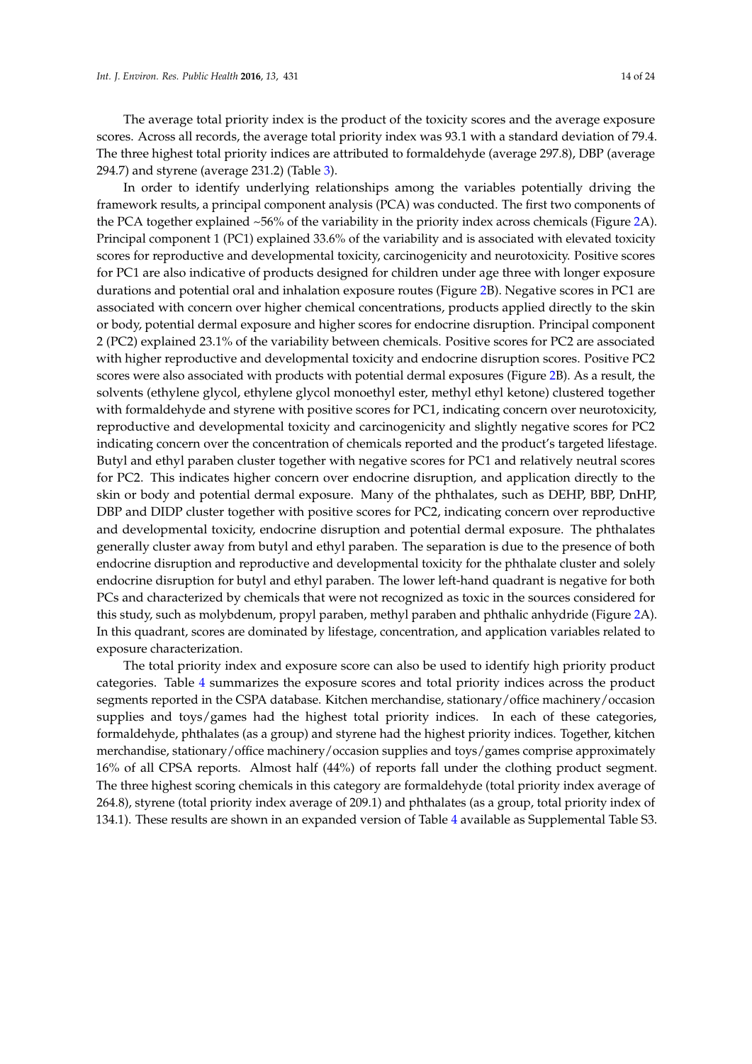The average total priority index is the product of the toxicity scores and the average exposure scores. Across all records, the average total priority index was 93.1 with a standard deviation of 79.4. The three highest total priority indices are attributed to formaldehyde (average 297.8), DBP (average 294.7) and styrene (average 231.2) (Table 3).

In order to identify underlying relationships among the variables potentially driving the framework results, a principal component analysis (PCA) was conducted. The first two components of the PCA together explained ~56% of the variability in the priority index across chemicals (Figure 2A). Principal component 1 (PC1) explained 33.6% of the variability and is associated with elevated toxicity scores for reproductive and developmental toxicity, carcinogenicity and neurotoxicity. Positive scores for PC1 are also indicative of products designed for children under age three with longer exposure durations and potential oral and inhalation exposure routes (Figure 2B). Negative scores in PC1 are associated with concern over higher chemical concentrations, products applied directly to the skin or body, potential dermal exposure and higher scores for endocrine disruption. Principal component 2 (PC2) explained 23.1% of the variability between chemicals. Positive scores for PC2 are associated with higher reproductive and developmental toxicity and endocrine disruption scores. Positive PC2 scores were also associated with products with potential dermal exposures (Figure 2B). As a result, the solvents (ethylene glycol, ethylene glycol monoethyl ester, methyl ethyl ketone) clustered together with formaldehyde and styrene with positive scores for PC1, indicating concern over neurotoxicity, reproductive and developmental toxicity and carcinogenicity and slightly negative scores for PC2 indicating concern over the concentration of chemicals reported and the product's targeted lifestage. Butyl and ethyl paraben cluster together with negative scores for PC1 and relatively neutral scores for PC2. This indicates higher concern over endocrine disruption, and application directly to the skin or body and potential dermal exposure. Many of the phthalates, such as DEHP, BBP, DnHP, DBP and DIDP cluster together with positive scores for PC2, indicating concern over reproductive and developmental toxicity, endocrine disruption and potential dermal exposure. The phthalates generally cluster away from butyl and ethyl paraben. The separation is due to the presence of both endocrine disruption and reproductive and developmental toxicity for the phthalate cluster and solely endocrine disruption for butyl and ethyl paraben. The lower left-hand quadrant is negative for both PCs and characterized by chemicals that were not recognized as toxic in the sources considered for this study, such as molybdenum, propyl paraben, methyl paraben and phthalic anhydride (Figure 2A). In this quadrant, scores are dominated by lifestage, concentration, and application variables related to exposure characterization.

The total priority index and exposure score can also be used to identify high priority product categories. Table 4 summarizes the exposure scores and total priority indices across the product segments reported in the CSPA database. Kitchen merchandise, stationary/office machinery/occasion supplies and toys/games had the highest total priority indices. In each of these categories, formaldehyde, phthalates (as a group) and styrene had the highest priority indices. Together, kitchen merchandise, stationary/office machinery/occasion supplies and toys/games comprise approximately 16% of all CPSA reports. Almost half (44%) of reports fall under the clothing product segment. The three highest scoring chemicals in this category are formaldehyde (total priority index average of 264.8), styrene (total priority index average of 209.1) and phthalates (as a group, total priority index of 134.1). These results are shown in an expanded version of Table 4 available as Supplemental Table S3.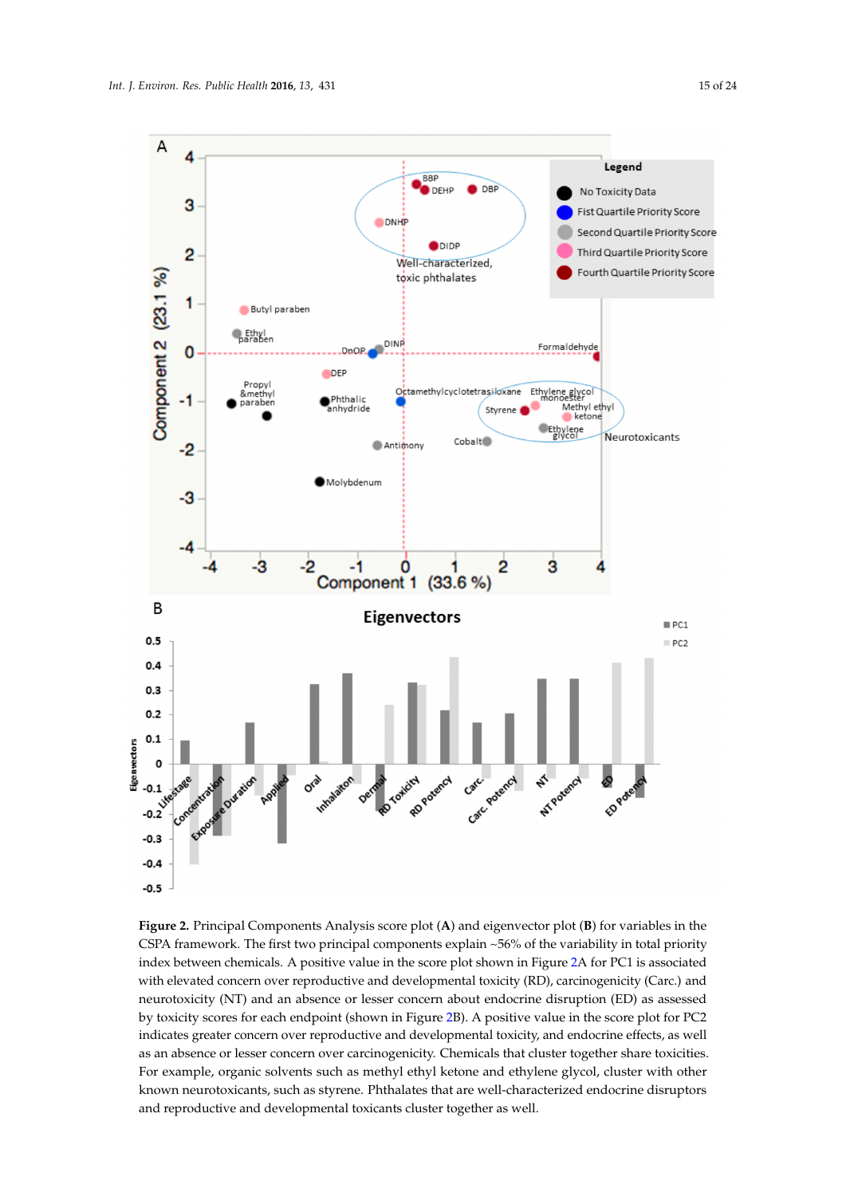**Figure 2.** Principal Components Analysis score plot (**A**) and eigenvector plot (**B**) for variables in the CSPA framework. The first two principal components explain ~56% of the variability in total priority index between chemicals. A positive value in the score plot shown in Figure 2A for PC1 is associated with elevated concern over reproductive and developmental toxicity (RD), carcinogenicity (Carc.) and neurotoxicity (NT) and an absence or lesser concern about endocrine disruption (ED) as assessed by toxicity scores for each endpoint (shown in Figure 2B). A positive value in the score plot for PC2 indicates greater concern over reproductive and developmental toxicity, and endocrine effects, as well as an absence or lesser concern over carcinogenicity. Chemicals that cluster together share toxicities. For example, organic solvents such as methyl ethyl ketone and ethylene glycol, cluster with other known neurotoxicants, such as styrene. Phthalates that are well-characterized endocrine disruptors and reproductive and developmental toxicants cluster together as well.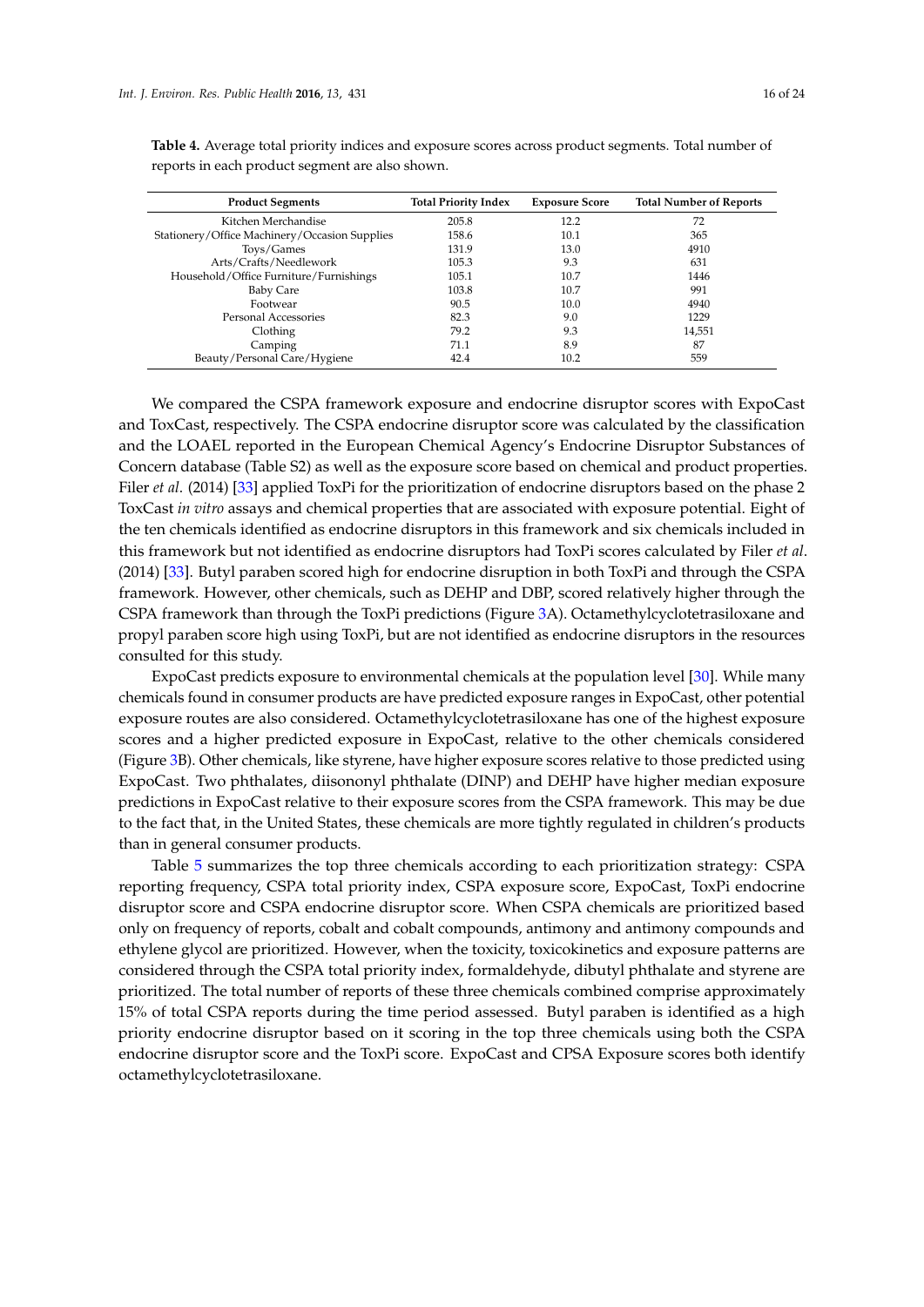**Table 4.** Average total priority indices and exposure scores across product segments. Total number of reports in each product segment are also shown.

| Product Segments | Total Priority Index | Exposure Score | Total Number of Reports |
|---|---|---|---|
| Kitchen Merchandise | 205.8 | 12.2 | 72 |
| Stationery/Office Machinery/Occasion Supplies | 158.6 | 10.1 | 365 |
| Toys/Games | 131.9 | 13.0 | 4910 |
| Arts/Crafts/Needlework | 105.3 | 9.3 | 631 |
| Household/Office Furniture/Furnishings | 105.1 | 10.7 | 1446 |
| Baby Care | 103.8 | 10.7 | 991 |
| Footwear | 90.5 | 10.0 | 4940 |
| Personal Accessories | 82.3 | 9.0 | 1229 |
| Clothing | 79.2 | 9.3 | 14,551 |
| Camping | 71.1 | 8.9 | 87 |
| Beauty/Personal Care/Hygiene | 42.4 | 10.2 | 559 |

We compared the CSPA framework exposure and endocrine disruptor scores with ExpoCast and ToxCast, respectively. The CSPA endocrine disruptor score was calculated by the classification and the LOAEL reported in the European Chemical Agency's Endocrine Disruptor Substances of Concern database (Table S2) as well as the exposure score based on chemical and product properties. Filer *et al.* (2014) [33] applied ToxPi for the prioritization of endocrine disruptors based on the phase 2 ToxCast *in vitro* assays and chemical properties that are associated with exposure potential. Eight of the ten chemicals identified as endocrine disruptors in this framework and six chemicals included in this framework but not identified as endocrine disruptors had ToxPi scores calculated by Filer *et al*. (2014) [33]. Butyl paraben scored high for endocrine disruption in both ToxPi and through the CSPA framework. However, other chemicals, such as DEHP and DBP, scored relatively higher through the CSPA framework than through the ToxPi predictions (Figure 3A). Octamethylcyclotetrasiloxane and propyl paraben score high using ToxPi, but are not identified as endocrine disruptors in the resources consulted for this study.

ExpoCast predicts exposure to environmental chemicals at the population level [30]. While many chemicals found in consumer products are have predicted exposure ranges in ExpoCast, other potential exposure routes are also considered. Octamethylcyclotetrasiloxane has one of the highest exposure scores and a higher predicted exposure in ExpoCast, relative to the other chemicals considered (Figure 3B). Other chemicals, like styrene, have higher exposure scores relative to those predicted using ExpoCast. Two phthalates, diisononyl phthalate (DINP) and DEHP have higher median exposure predictions in ExpoCast relative to their exposure scores from the CSPA framework. This may be due to the fact that, in the United States, these chemicals are more tightly regulated in children's products than in general consumer products.

Table 5 summarizes the top three chemicals according to each prioritization strategy: CSPA reporting frequency, CSPA total priority index, CSPA exposure score, ExpoCast, ToxPi endocrine disruptor score and CSPA endocrine disruptor score. When CSPA chemicals are prioritized based only on frequency of reports, cobalt and cobalt compounds, antimony and antimony compounds and ethylene glycol are prioritized. However, when the toxicity, toxicokinetics and exposure patterns are considered through the CSPA total priority index, formaldehyde, dibutyl phthalate and styrene are prioritized. The total number of reports of these three chemicals combined comprise approximately 15% of total CSPA reports during the time period assessed. Butyl paraben is identified as a high priority endocrine disruptor based on it scoring in the top three chemicals using both the CSPA endocrine disruptor score and the ToxPi score. ExpoCast and CPSA Exposure scores both identify octamethylcyclotetrasiloxane.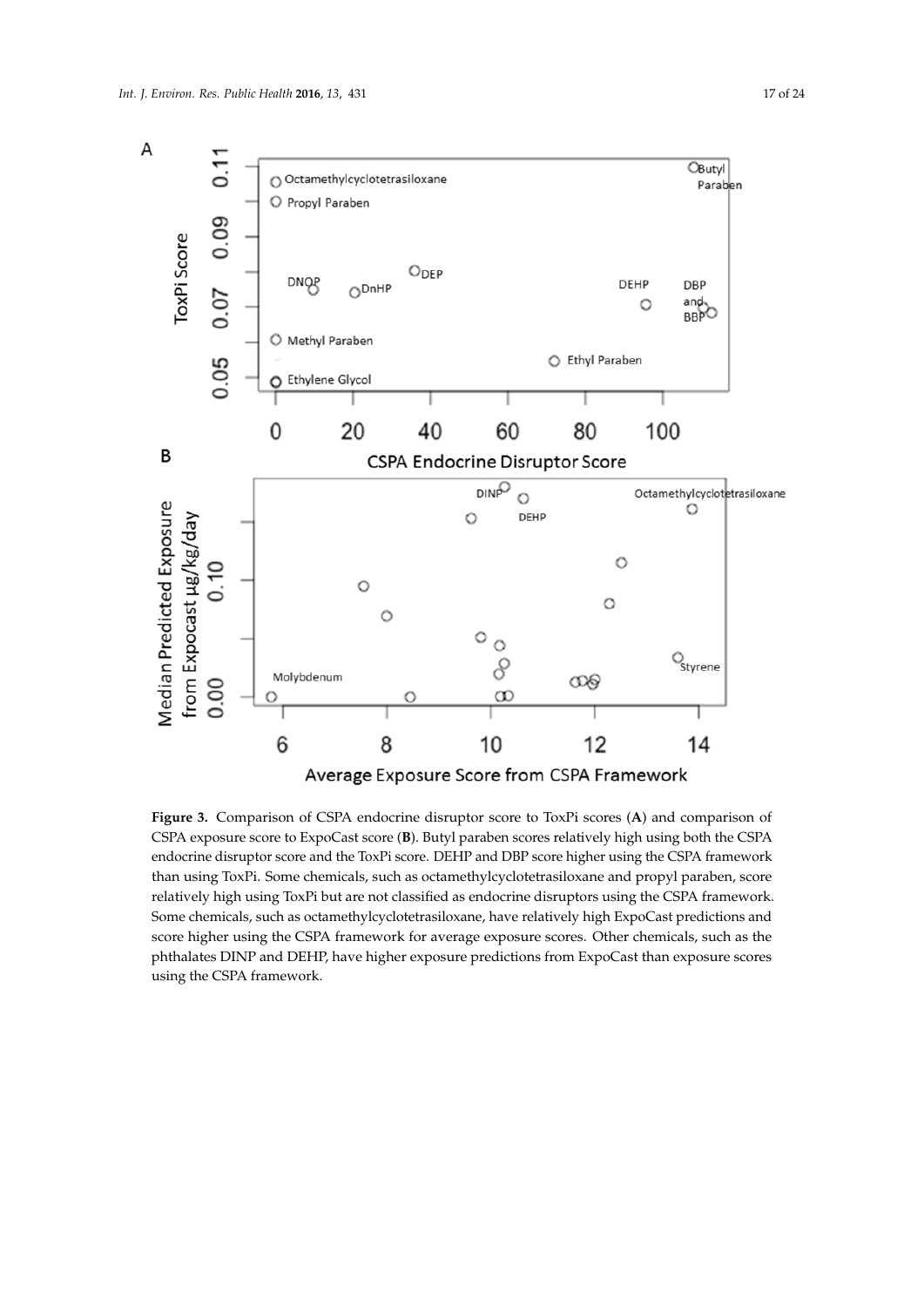**Figure 3.** Comparison of CSPA endocrine disruptor score to ToxPi scores (**A**) and comparison of CSPA exposure score to ExpoCast score (**B**). Butyl paraben scores relatively high using both the CSPA endocrine disruptor score and the ToxPi score. DEHP and DBP score higher using the CSPA framework than using ToxPi. Some chemicals, such as octamethylcyclotetrasiloxane and propyl paraben, score relatively high using ToxPi but are not classified as endocrine disruptors using the CSPA framework. Some chemicals, such as octamethylcyclotetrasiloxane, have relatively high ExpoCast predictions and score higher using the CSPA framework for average exposure scores. Other chemicals, such as the phthalates DINP and DEHP, have higher exposure predictions from ExpoCast than exposure scores using the CSPA framework.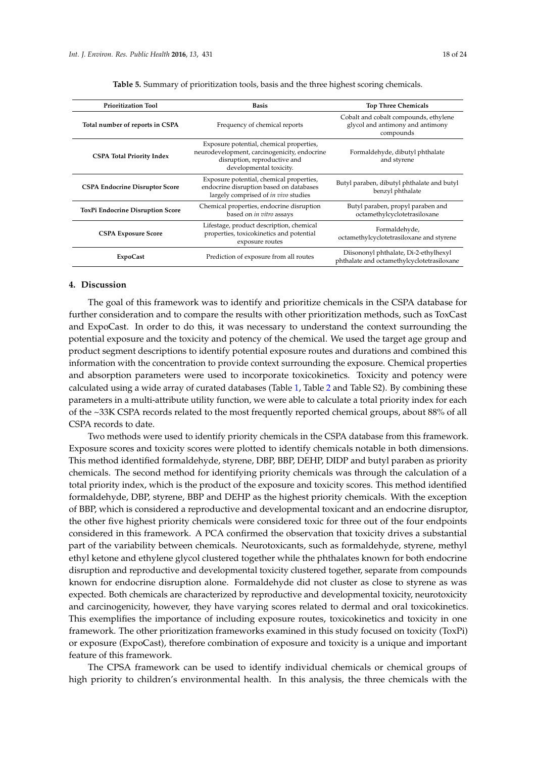**Table 5.** Summary of prioritization tools, basis and the three highest scoring chemicals.

| Prioritization Tool | Basis | Top Three Chemicals |
|---|---|---|
| **Total number of reports in CSPA** | Frequency of chemical reports | Cobalt and cobalt compounds, ethylene glycol and antimony and antimony compounds |
| **CSPA Total Priority Index** | Exposure potential, chemical properties, neurodevelopment, carcinogenicity, endocrine disruption, reproductive and developmental toxicity. | Formaldehyde, dibutyl phthalate and styrene |
| **CSPA Endocrine Disruptor Score** | Exposure potential, chemical properties, endocrine disruption based on databases largely comprised of *in vivo* studies | Butyl paraben, dibutyl phthalate and butyl benzyl phthalate |
| **ToxPi Endocrine Disruption Score** | Chemical properties, endocrine disruption based on *in vitro* assays | Butyl paraben, propyl paraben and octamethylcyclotetrasiloxane |
| **CSPA Exposure Score** | Lifestage, product description, chemical properties, toxicokinetics and potential exposure routes | Formaldehyde, octamethylcyclotetrasiloxane and styrene |
| **ExpoCast** | Prediction of exposure from all routes | Diisononyl phthalate, Di-2-ethylhexyl phthalate and octamethylcyclotetrasiloxane |

## 4. Discussion

The goal of this framework was to identify and prioritize chemicals in the CSPA database for further consideration and to compare the results with other prioritization methods, such as ToxCast and ExpoCast. In order to do this, it was necessary to understand the context surrounding the potential exposure and the toxicity and potency of the chemical. We used the target age group and product segment descriptions to identify potential exposure routes and durations and combined this information with the concentration to provide context surrounding the exposure. Chemical properties and absorption parameters were used to incorporate toxicokinetics. Toxicity and potency were calculated using a wide array of curated databases (Table 1, Table 2 and Table S2). By combining these parameters in a multi-attribute utility function, we were able to calculate a total priority index for each of the ~33K CSPA records related to the most frequently reported chemical groups, about 88% of all CSPA records to date.

Two methods were used to identify priority chemicals in the CSPA database from this framework. Exposure scores and toxicity scores were plotted to identify chemicals notable in both dimensions. This method identified formaldehyde, styrene, DBP, BBP, DEHP, DIDP and butyl paraben as priority chemicals. The second method for identifying priority chemicals was through the calculation of a total priority index, which is the product of the exposure and toxicity scores. This method identified formaldehyde, DBP, styrene, BBP and DEHP as the highest priority chemicals. With the exception of BBP, which is considered a reproductive and developmental toxicant and an endocrine disruptor, the other five highest priority chemicals were considered toxic for three out of the four endpoints considered in this framework. A PCA confirmed the observation that toxicity drives a substantial part of the variability between chemicals. Neurotoxicants, such as formaldehyde, styrene, methyl ethyl ketone and ethylene glycol clustered together while the phthalates known for both endocrine disruption and reproductive and developmental toxicity clustered together, separate from compounds known for endocrine disruption alone. Formaldehyde did not cluster as close to styrene as was expected. Both chemicals are characterized by reproductive and developmental toxicity, neurotoxicity and carcinogenicity, however, they have varying scores related to dermal and oral toxicokinetics. This exemplifies the importance of including exposure routes, toxicokinetics and toxicity in one framework. The other prioritization frameworks examined in this study focused on toxicity (ToxPi) or exposure (ExpoCast), therefore combination of exposure and toxicity is a unique and important feature of this framework.

The CPSA framework can be used to identify individual chemicals or chemical groups of high priority to children's environmental health. In this analysis, the three chemicals with the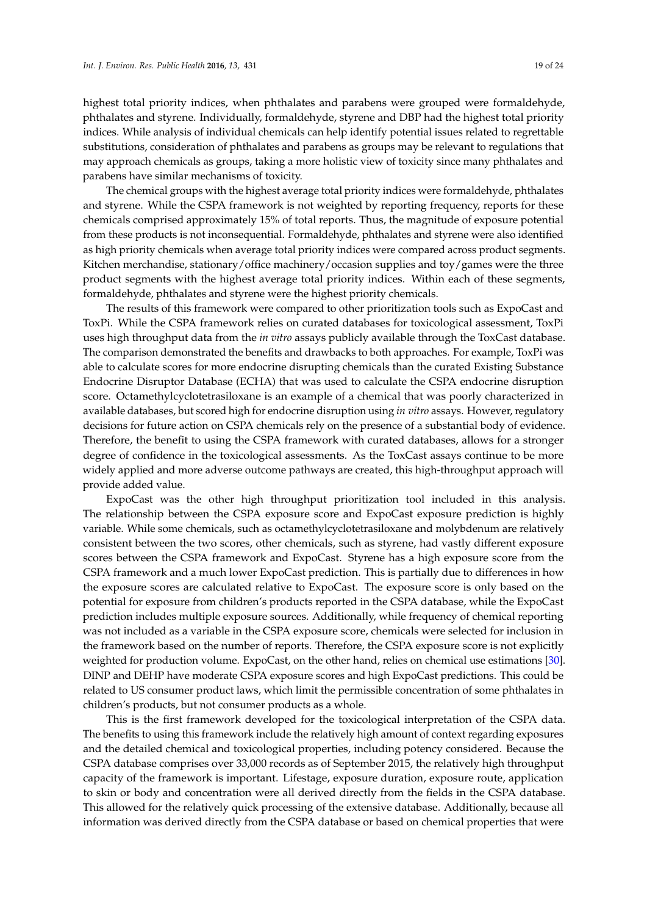highest total priority indices, when phthalates and parabens were grouped were formaldehyde, phthalates and styrene. Individually, formaldehyde, styrene and DBP had the highest total priority indices. While analysis of individual chemicals can help identify potential issues related to regrettable substitutions, consideration of phthalates and parabens as groups may be relevant to regulations that may approach chemicals as groups, taking a more holistic view of toxicity since many phthalates and parabens have similar mechanisms of toxicity.

The chemical groups with the highest average total priority indices were formaldehyde, phthalates and styrene. While the CSPA framework is not weighted by reporting frequency, reports for these chemicals comprised approximately 15% of total reports. Thus, the magnitude of exposure potential from these products is not inconsequential. Formaldehyde, phthalates and styrene were also identified as high priority chemicals when average total priority indices were compared across product segments. Kitchen merchandise, stationary/office machinery/occasion supplies and toy/games were the three product segments with the highest average total priority indices. Within each of these segments, formaldehyde, phthalates and styrene were the highest priority chemicals.

The results of this framework were compared to other prioritization tools such as ExpoCast and ToxPi. While the CSPA framework relies on curated databases for toxicological assessment, ToxPi uses high throughput data from the *in vitro* assays publicly available through the ToxCast database. The comparison demonstrated the benefits and drawbacks to both approaches. For example, ToxPi was able to calculate scores for more endocrine disrupting chemicals than the curated Existing Substance Endocrine Disruptor Database (ECHA) that was used to calculate the CSPA endocrine disruption score. Octamethylcyclotetrasiloxane is an example of a chemical that was poorly characterized in available databases, but scored high for endocrine disruption using *in vitro* assays. However, regulatory decisions for future action on CSPA chemicals rely on the presence of a substantial body of evidence. Therefore, the benefit to using the CSPA framework with curated databases, allows for a stronger degree of confidence in the toxicological assessments. As the ToxCast assays continue to be more widely applied and more adverse outcome pathways are created, this high-throughput approach will provide added value.

ExpoCast was the other high throughput prioritization tool included in this analysis. The relationship between the CSPA exposure score and ExpoCast exposure prediction is highly variable. While some chemicals, such as octamethylcyclotetrasiloxane and molybdenum are relatively consistent between the two scores, other chemicals, such as styrene, had vastly different exposure scores between the CSPA framework and ExpoCast. Styrene has a high exposure score from the CSPA framework and a much lower ExpoCast prediction. This is partially due to differences in how the exposure scores are calculated relative to ExpoCast. The exposure score is only based on the potential for exposure from children's products reported in the CSPA database, while the ExpoCast prediction includes multiple exposure sources. Additionally, while frequency of chemical reporting was not included as a variable in the CSPA exposure score, chemicals were selected for inclusion in the framework based on the number of reports. Therefore, the CSPA exposure score is not explicitly weighted for production volume. ExpoCast, on the other hand, relies on chemical use estimations [30]. DINP and DEHP have moderate CSPA exposure scores and high ExpoCast predictions. This could be related to US consumer product laws, which limit the permissible concentration of some phthalates in children's products, but not consumer products as a whole.

This is the first framework developed for the toxicological interpretation of the CSPA data. The benefits to using this framework include the relatively high amount of context regarding exposures and the detailed chemical and toxicological properties, including potency considered. Because the CSPA database comprises over 33,000 records as of September 2015, the relatively high throughput capacity of the framework is important. Lifestage, exposure duration, exposure route, application to skin or body and concentration were all derived directly from the fields in the CSPA database. This allowed for the relatively quick processing of the extensive database. Additionally, because all information was derived directly from the CSPA database or based on chemical properties that were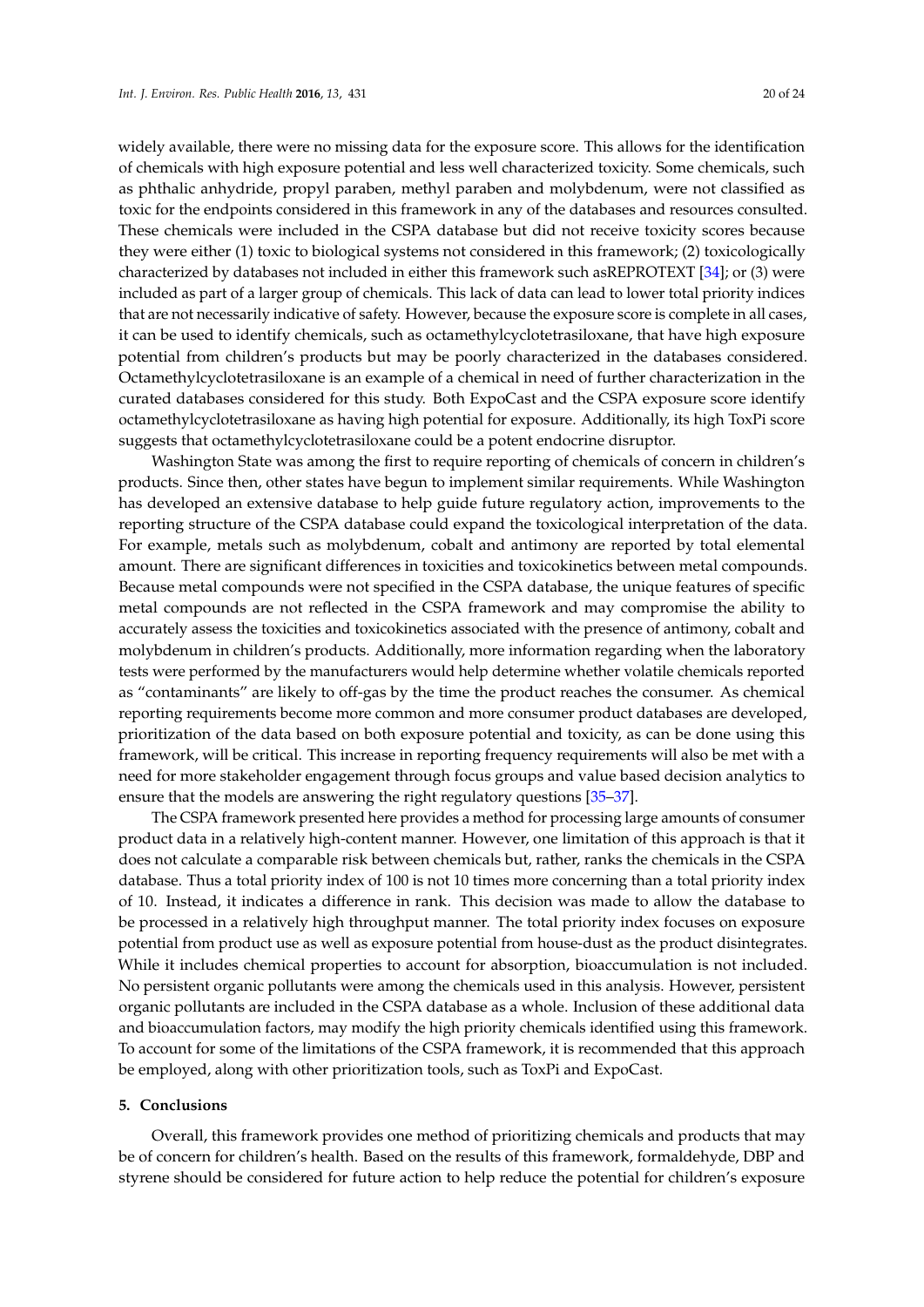widely available, there were no missing data for the exposure score. This allows for the identification of chemicals with high exposure potential and less well characterized toxicity. Some chemicals, such as phthalic anhydride, propyl paraben, methyl paraben and molybdenum, were not classified as toxic for the endpoints considered in this framework in any of the databases and resources consulted. These chemicals were included in the CSPA database but did not receive toxicity scores because they were either (1) toxic to biological systems not considered in this framework; (2) toxicologically characterized by databases not included in either this framework such asREPROTEXT [34]; or (3) were included as part of a larger group of chemicals. This lack of data can lead to lower total priority indices that are not necessarily indicative of safety. However, because the exposure score is complete in all cases, it can be used to identify chemicals, such as octamethylcyclotetrasiloxane, that have high exposure potential from children's products but may be poorly characterized in the databases considered. Octamethylcyclotetrasiloxane is an example of a chemical in need of further characterization in the curated databases considered for this study. Both ExpoCast and the CSPA exposure score identify octamethylcyclotetrasiloxane as having high potential for exposure. Additionally, its high ToxPi score suggests that octamethylcyclotetrasiloxane could be a potent endocrine disruptor.

Washington State was among the first to require reporting of chemicals of concern in children's products. Since then, other states have begun to implement similar requirements. While Washington has developed an extensive database to help guide future regulatory action, improvements to the reporting structure of the CSPA database could expand the toxicological interpretation of the data. For example, metals such as molybdenum, cobalt and antimony are reported by total elemental amount. There are significant differences in toxicities and toxicokinetics between metal compounds. Because metal compounds were not specified in the CSPA database, the unique features of specific metal compounds are not reflected in the CSPA framework and may compromise the ability to accurately assess the toxicities and toxicokinetics associated with the presence of antimony, cobalt and molybdenum in children's products. Additionally, more information regarding when the laboratory tests were performed by the manufacturers would help determine whether volatile chemicals reported as "contaminants" are likely to off-gas by the time the product reaches the consumer. As chemical reporting requirements become more common and more consumer product databases are developed, prioritization of the data based on both exposure potential and toxicity, as can be done using this framework, will be critical. This increase in reporting frequency requirements will also be met with a need for more stakeholder engagement through focus groups and value based decision analytics to ensure that the models are answering the right regulatory questions [35–37].

The CSPA framework presented here provides a method for processing large amounts of consumer product data in a relatively high-content manner. However, one limitation of this approach is that it does not calculate a comparable risk between chemicals but, rather, ranks the chemicals in the CSPA database. Thus a total priority index of 100 is not 10 times more concerning than a total priority index of 10. Instead, it indicates a difference in rank. This decision was made to allow the database to be processed in a relatively high throughput manner. The total priority index focuses on exposure potential from product use as well as exposure potential from house-dust as the product disintegrates. While it includes chemical properties to account for absorption, bioaccumulation is not included. No persistent organic pollutants were among the chemicals used in this analysis. However, persistent organic pollutants are included in the CSPA database as a whole. Inclusion of these additional data and bioaccumulation factors, may modify the high priority chemicals identified using this framework. To account for some of the limitations of the CSPA framework, it is recommended that this approach be employed, along with other prioritization tools, such as ToxPi and ExpoCast.

## 5. Conclusions

Overall, this framework provides one method of prioritizing chemicals and products that may be of concern for children's health. Based on the results of this framework, formaldehyde, DBP and styrene should be considered for future action to help reduce the potential for children's exposure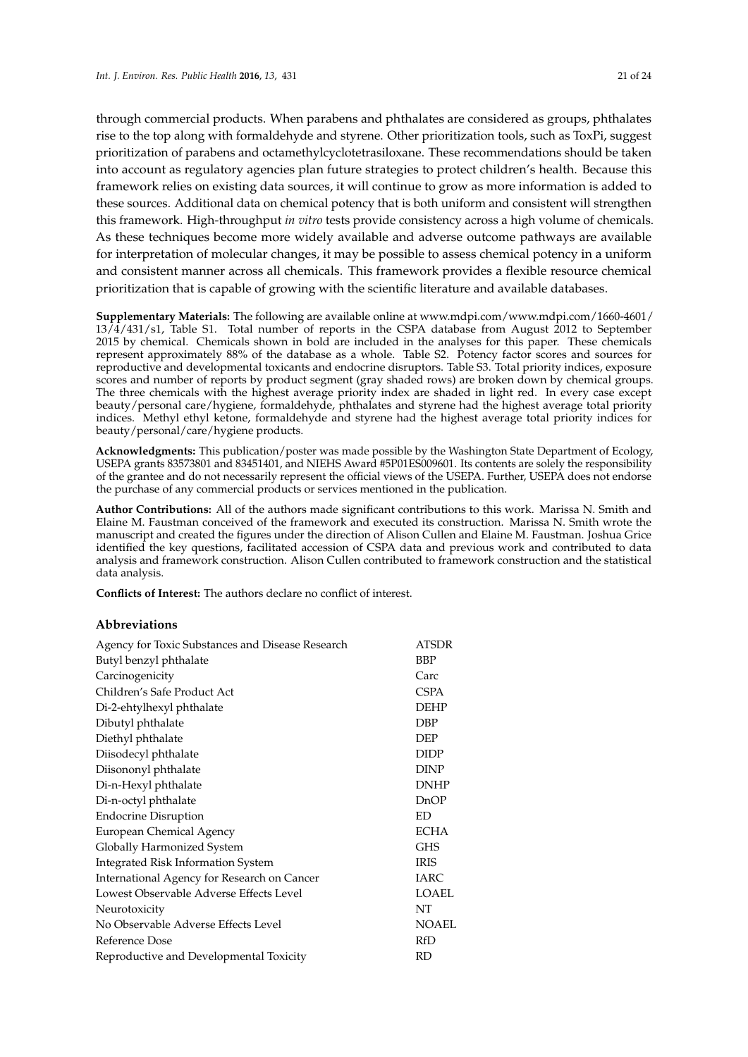through commercial products. When parabens and phthalates are considered as groups, phthalates rise to the top along with formaldehyde and styrene. Other prioritization tools, such as ToxPi, suggest prioritization of parabens and octamethylcyclotetrasiloxane. These recommendations should be taken into account as regulatory agencies plan future strategies to protect children's health. Because this framework relies on existing data sources, it will continue to grow as more information is added to these sources. Additional data on chemical potency that is both uniform and consistent will strengthen this framework. High-throughput *in vitro* tests provide consistency across a high volume of chemicals. As these techniques become more widely available and adverse outcome pathways are available for interpretation of molecular changes, it may be possible to assess chemical potency in a uniform and consistent manner across all chemicals. This framework provides a flexible resource chemical prioritization that is capable of growing with the scientific literature and available databases.

**Supplementary Materials:** The following are available online at www.mdpi.com/www.mdpi.com/1660-4601/13/4/431/s1, Table S1. Total number of reports in the CSPA database from August 2012 to September 2015 by chemical. Chemicals shown in bold are included in the analyses for this paper. These chemicals represent approximately 88% of the database as a whole. Table S2. Potency factor scores and sources for reproductive and developmental toxicants and endocrine disruptors. Table S3. Total priority indices, exposure scores and number of reports by product segment (gray shaded rows) are broken down by chemical groups. The three chemicals with the highest average priority index are shaded in light red. In every case except beauty/personal care/hygiene, formaldehyde, phthalates and styrene had the highest average total priority indices. Methyl ethyl ketone, formaldehyde and styrene had the highest average total priority indices for beauty/personal/care/hygiene products.

**Acknowledgments:** This publication/poster was made possible by the Washington State Department of Ecology, USEPA grants 83573801 and 83451401, and NIEHS Award #5P01ES009601. Its contents are solely the responsibility of the grantee and do not necessarily represent the official views of the USEPA. Further, USEPA does not endorse the purchase of any commercial products or services mentioned in the publication.

**Author Contributions:** All of the authors made significant contributions to this work. Marissa N. Smith and Elaine M. Faustman conceived of the framework and executed its construction. Marissa N. Smith wrote the manuscript and created the figures under the direction of Alison Cullen and Elaine M. Faustman. Joshua Grice identified the key questions, facilitated accession of CSPA data and previous work and contributed to data analysis and framework construction. Alison Cullen contributed to framework construction and the statistical data analysis.

**Conflicts of Interest:** The authors declare no conflict of interest.

## Abbreviations

| | |
|---|---|
| Agency for Toxic Substances and Disease Research | ATSDR |
| Butyl benzyl phthalate | BBP |
| Carcinogenicity | Carc |
| Children's Safe Product Act | CSPA |
| Di-2-ehtylhexyl phthalate | DEHP |
| Dibutyl phthalate | DBP |
| Diethyl phthalate | DEP |
| Diisodecyl phthalate | DIDP |
| Diisononyl phthalate | DINP |
| Di-n-Hexyl phthalate | DNHP |
| Di-n-octyl phthalate | DnOP |
| Endocrine Disruption | ED |
| European Chemical Agency | ECHA |
| Globally Harmonized System | GHS |
| Integrated Risk Information System | IRIS |
| International Agency for Research on Cancer | IARC |
| Lowest Observable Adverse Effects Level | LOAEL |
| Neurotoxicity | NT |
| No Observable Adverse Effects Level | NOAEL |
| Reference Dose | RfD |
| Reproductive and Developmental Toxicity | RD |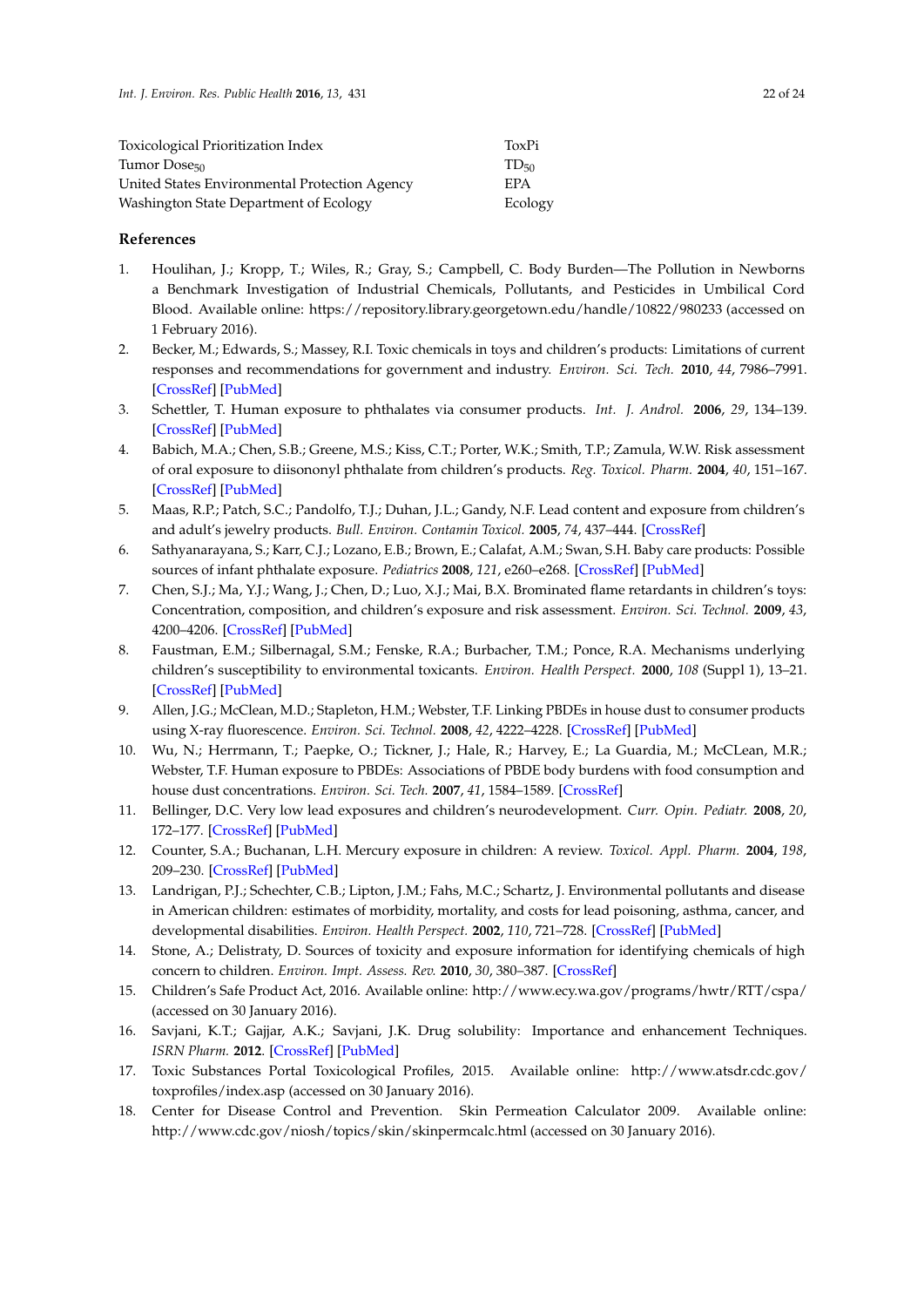| | |
|---|---|
| Toxicological Prioritization Index | ToxPi |
| Tumor $Dose_{50}$ | $TD_{50}$ |
| United States Environmental Protection Agency | EPA |
| Washington State Department of Ecology | Ecology |

## References

1. Houlihan, J.; Kropp, T.; Wiles, R.; Gray, S.; Campbell, C. Body Burden—The Pollution in Newborns a Benchmark Investigation of Industrial Chemicals, Pollutants, and Pesticides in Umbilical Cord Blood. Available online: https://repository.library.georgetown.edu/handle/10822/980233 (accessed on 1 February 2016).
2. Becker, M.; Edwards, S.; Massey, R.I. Toxic chemicals in toys and children's products: Limitations of current responses and recommendations for government and industry. *Environ. Sci. Tech.* **2010**, *44*, 7986–7991. [CrossRef] [PubMed]
3. Schettler, T. Human exposure to phthalates via consumer products. *Int. J. Androl.* **2006**, *29*, 134–139. [CrossRef] [PubMed]
4. Babich, M.A.; Chen, S.B.; Greene, M.S.; Kiss, C.T.; Porter, W.K.; Smith, T.P.; Zamula, W.W. Risk assessment of oral exposure to diisononyl phthalate from children's products. *Reg. Toxicol. Pharm.* **2004**, *40*, 151–167. [CrossRef] [PubMed]
5. Maas, R.P.; Patch, S.C.; Pandolfo, T.J.; Duhan, J.L.; Gandy, N.F. Lead content and exposure from children's and adult's jewelry products. *Bull. Environ. Contamin Toxicol.* **2005**, *74*, 437–444. [CrossRef]
6. Sathyanarayana, S.; Karr, C.J.; Lozano, E.B.; Brown, E.; Calafat, A.M.; Swan, S.H. Baby care products: Possible sources of infant phthalate exposure. *Pediatrics* **2008**, *121*, e260–e268. [CrossRef] [PubMed]
7. Chen, S.J.; Ma, Y.J.; Wang, J.; Chen, D.; Luo, X.J.; Mai, B.X. Brominated flame retardants in children's toys: Concentration, composition, and children's exposure and risk assessment. *Environ. Sci. Technol.* **2009**, *43*, 4200–4206. [CrossRef] [PubMed]
8. Faustman, E.M.; Silbernagal, S.M.; Fenske, R.A.; Burbacher, T.M.; Ponce, R.A. Mechanisms underlying children's susceptibility to environmental toxicants. *Environ. Health Perspect.* **2000**, *108* (Suppl 1), 13–21. [CrossRef] [PubMed]
9. Allen, J.G.; McClean, M.D.; Stapleton, H.M.; Webster, T.F. Linking PBDEs in house dust to consumer products using X-ray fluorescence. *Environ. Sci. Technol.* **2008**, *42*, 4222–4228. [CrossRef] [PubMed]
10. Wu, N.; Herrmann, T.; Paepke, O.; Tickner, J.; Hale, R.; Harvey, E.; La Guardia, M.; McCLean, M.R.; Webster, T.F. Human exposure to PBDEs: Associations of PBDE body burdens with food consumption and house dust concentrations. *Environ. Sci. Tech.* **2007**, *41*, 1584–1589. [CrossRef]
11. Bellinger, D.C. Very low lead exposures and children's neurodevelopment. *Curr. Opin. Pediatr.* **2008**, *20*, 172–177. [CrossRef] [PubMed]
12. Counter, S.A.; Buchanan, L.H. Mercury exposure in children: A review. *Toxicol. Appl. Pharm.* **2004**, *198*, 209–230. [CrossRef] [PubMed]
13. Landrigan, P.J.; Schechter, C.B.; Lipton, J.M.; Fahs, M.C.; Schartz, J. Environmental pollutants and disease in American children: estimates of morbidity, mortality, and costs for lead poisoning, asthma, cancer, and developmental disabilities. *Environ. Health Perspect.* **2002**, *110*, 721–728. [CrossRef] [PubMed]
14. Stone, A.; Delistraty, D. Sources of toxicity and exposure information for identifying chemicals of high concern to children. *Environ. Impt. Assess. Rev.* **2010**, *30*, 380–387. [CrossRef]
15. Children's Safe Product Act, 2016. Available online: http://www.ecy.wa.gov/programs/hwtr/RTT/cspa/ (accessed on 30 January 2016).
16. Savjani, K.T.; Gajjar, A.K.; Savjani, J.K. Drug solubility: Importance and enhancement Techniques. *ISRN Pharm.* **2012**. [CrossRef] [PubMed]
17. Toxic Substances Portal Toxicological Profiles, 2015. Available online: http://www.atsdr.cdc.gov/toxprofiles/index.asp (accessed on 30 January 2016).
18. Center for Disease Control and Prevention. Skin Permeation Calculator 2009. Available online: http://www.cdc.gov/niosh/topics/skin/skinpermcalc.html (accessed on 30 January 2016).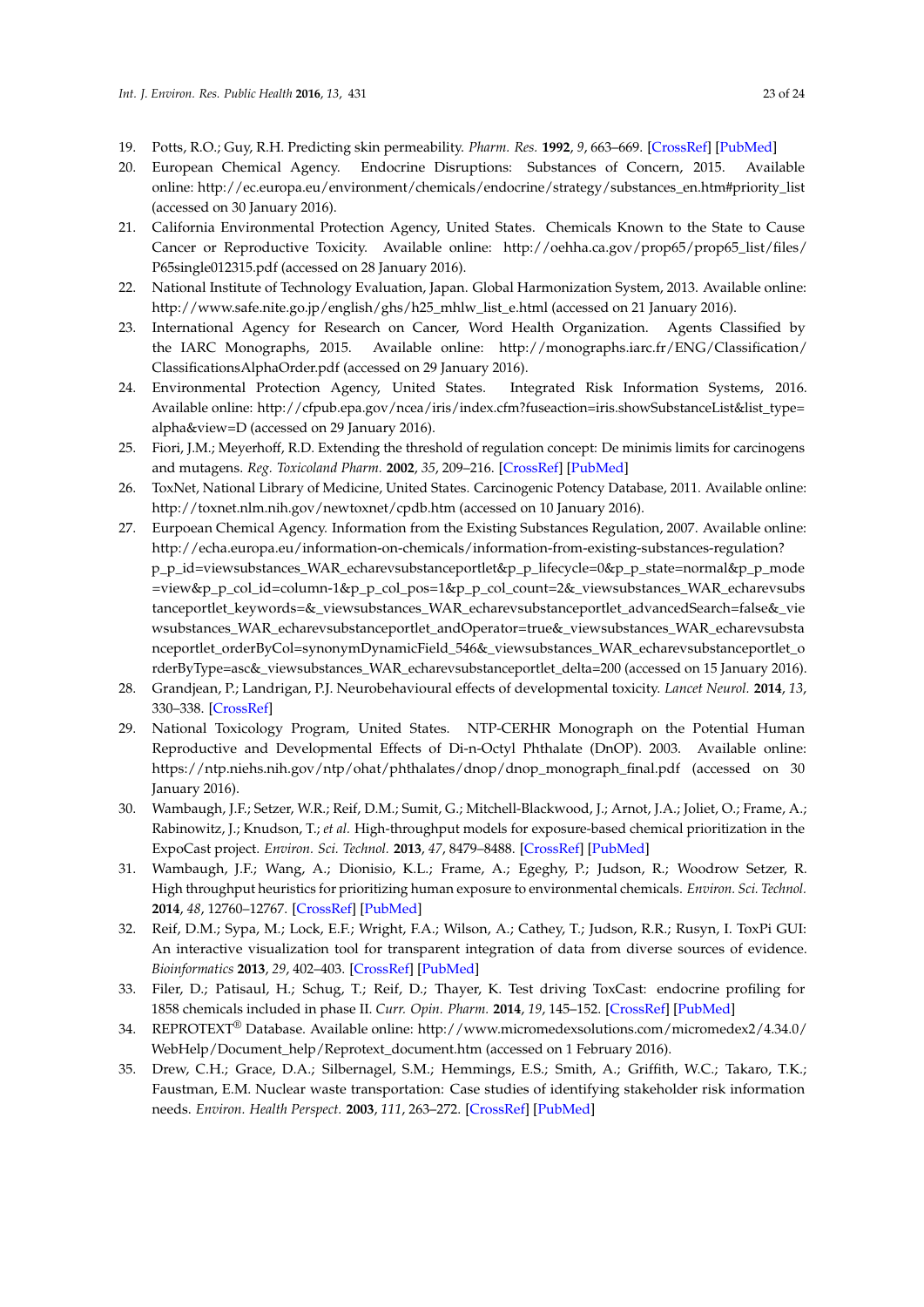19. Potts, R.O.; Guy, R.H. Predicting skin permeability. *Pharm. Res.* **1992**, *9*, 663–669. [CrossRef] [PubMed]
20. European Chemical Agency. Endocrine Disruptions: Substances of Concern, 2015. Available online: http://ec.europa.eu/environment/chemicals/endocrine/strategy/substances_en.htm#priority_list (accessed on 30 January 2016).
21. California Environmental Protection Agency, United States. Chemicals Known to the State to Cause Cancer or Reproductive Toxicity. Available online: http://oehha.ca.gov/prop65/prop65_list/files/P65single012315.pdf (accessed on 28 January 2016).
22. National Institute of Technology Evaluation, Japan. Global Harmonization System, 2013. Available online: http://www.safe.nite.go.jp/english/ghs/h25_mhlw_list_e.html (accessed on 21 January 2016).
23. International Agency for Research on Cancer, Word Health Organization. Agents Classified by the IARC Monographs, 2015. Available online: http://monographs.iarc.fr/ENG/Classification/ClassificationsAlphaOrder.pdf (accessed on 29 January 2016).
24. Environmental Protection Agency, United States. Integrated Risk Information Systems, 2016. Available online: http://cfpub.epa.gov/ncea/iris/index.cfm?fuseaction=iris.showSubstanceList&list_type=alpha&view=D (accessed on 29 January 2016).
25. Fiori, J.M.; Meyerhoff, R.D. Extending the threshold of regulation concept: De minimis limits for carcinogens and mutagens. *Reg. Toxicoland Pharm.* **2002**, *35*, 209–216. [CrossRef] [PubMed]
26. ToxNet, National Library of Medicine, United States. Carcinogenic Potency Database, 2011. Available online: http://toxnet.nlm.nih.gov/newtoxnet/cpdb.htm (accessed on 10 January 2016).
27. Eurpoean Chemical Agency. Information from the Existing Substances Regulation, 2007. Available online: http://echa.europa.eu/information-on-chemicals/information-from-existing-substances-regulation?p_p_id=viewsubstances_WAR_echarevsubstanceportlet&p_p_lifecycle=0&p_p_state=normal&p_p_mode=view&p_p_col_id=column-1&p_p_col_pos=1&p_p_col_count=2&_viewsubstances_WAR_echarevsubstanceportlet_keywords=&_viewsubstances_WAR_echarevsubstanceportlet_advancedSearch=false&_viewsubstances_WAR_echarevsubstanceportlet_andOperator=true&_viewsubstances_WAR_echarevsubstanceportlet_orderByCol=synonymDynamicField_546&_viewsubstances_WAR_echarevsubstanceportlet_orderByType=asc&_viewsubstances_WAR_echarevsubstanceportlet_delta=200 (accessed on 15 January 2016).
28. Grandjean, P.; Landrigan, P.J. Neurobehavioural effects of developmental toxicity. *Lancet Neurol.* **2014**, *13*, 330–338. [CrossRef]
29. National Toxicology Program, United States. NTP-CERHR Monograph on the Potential Human Reproductive and Developmental Effects of Di-n-Octyl Phthalate (DnOP). 2003. Available online: https://ntp.niehs.nih.gov/ntp/ohat/phthalates/dnop/dnop_monograph_final.pdf (accessed on 30 January 2016).
30. Wambaugh, J.F.; Setzer, W.R.; Reif, D.M.; Sumit, G.; Mitchell-Blackwood, J.; Arnot, J.A.; Joliet, O.; Frame, A.; Rabinowitz, J.; Knudson, T.; *et al.* High-throughput models for exposure-based chemical prioritization in the ExpoCast project. *Environ. Sci. Technol.* **2013**, *47*, 8479–8488. [CrossRef] [PubMed]
31. Wambaugh, J.F.; Wang, A.; Dionisio, K.L.; Frame, A.; Egeghy, P.; Judson, R.; Woodrow Setzer, R. High throughput heuristics for prioritizing human exposure to environmental chemicals. *Environ. Sci. Technol.* **2014**, *48*, 12760–12767. [CrossRef] [PubMed]
32. Reif, D.M.; Sypa, M.; Lock, E.F.; Wright, F.A.; Wilson, A.; Cathey, T.; Judson, R.R.; Rusyn, I. ToxPi GUI: An interactive visualization tool for transparent integration of data from diverse sources of evidence. *Bioinformatics* **2013**, *29*, 402–403. [CrossRef] [PubMed]
33. Filer, D.; Patisaul, H.; Schug, T.; Reif, D.; Thayer, K. Test driving ToxCast: endocrine profiling for 1858 chemicals included in phase II. *Curr. Opin. Pharm.* **2014**, *19*, 145–152. [CrossRef] [PubMed]
34. REPROTEXT® Database. Available online: http://www.micromedexsolutions.com/micromedex2/4.34.0/WebHelp/Document_help/Reprotext_document.htm (accessed on 1 February 2016).
35. Drew, C.H.; Grace, D.A.; Silbernagel, S.M.; Hemmings, E.S.; Smith, A.; Griffith, W.C.; Takaro, T.K.; Faustman, E.M. Nuclear waste transportation: Case studies of identifying stakeholder risk information needs. *Environ. Health Perspect.* **2003**, *111*, 263–272. [CrossRef] [PubMed]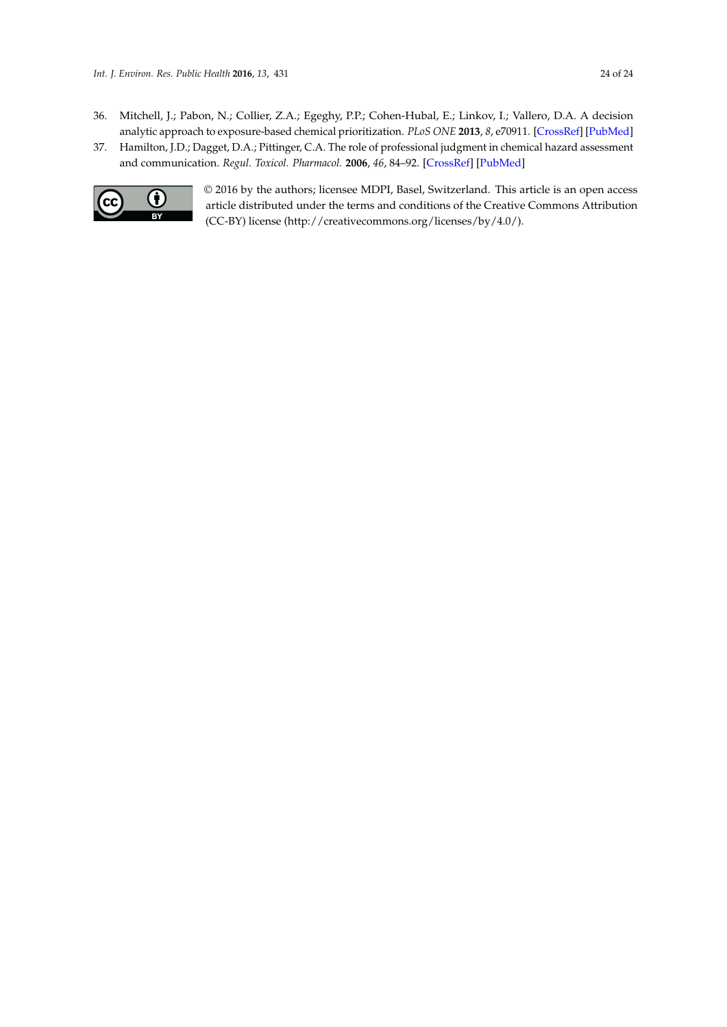36. Mitchell, J.; Pabon, N.; Collier, Z.A.; Egeghy, P.P.; Cohen-Hubal, E.; Linkov, I.; Vallero, D.A. A decision analytic approach to exposure-based chemical prioritization. *PLoS ONE* **2013**, *8*, e70911. [CrossRef] [PubMed]
37. Hamilton, J.D.; Dagget, D.A.; Pittinger, C.A. The role of professional judgment in chemical hazard assessment and communication. *Regul. Toxicol. Pharmacol.* **2006**, *46*, 84–92. [CrossRef] [PubMed]

© 2016 by the authors; licensee MDPI, Basel, Switzerland. This article is an open access article distributed under the terms and conditions of the Creative Commons Attribution (CC-BY) license (http://creativecommons.org/licenses/by/4.0/).